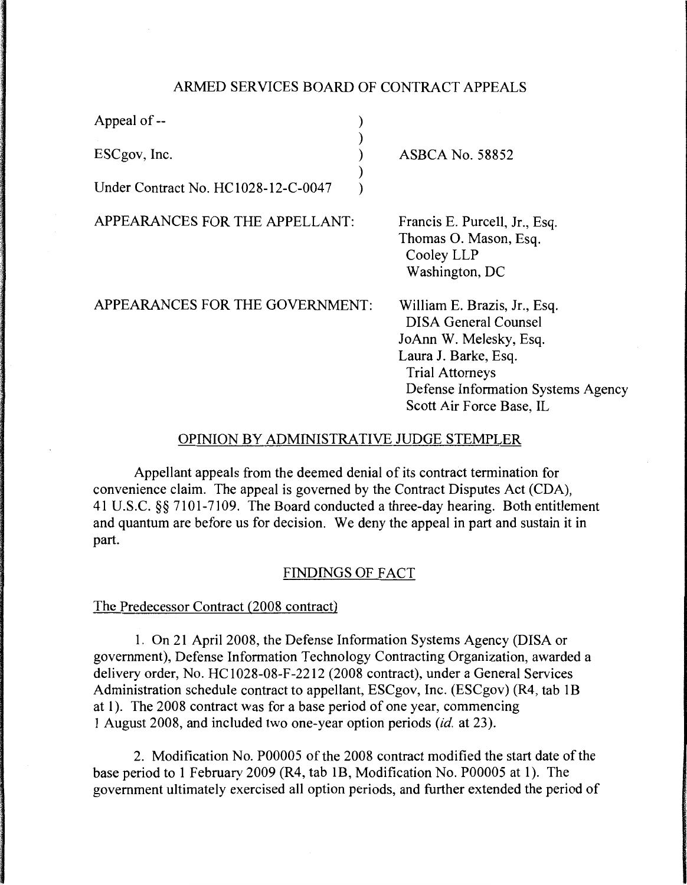## ARMED SERVICES BOARD OF CONTRACT APPEALS

| | |
|---|---|
| Appeal of -- | |
| ESCgov, Inc. | ASBCA No. 58852 |
| Under Contract No. HC1028-12-C-0047 | |

APPEARANCES FOR THE APPELLANT: Francis E. Purcell, Jr., Esq.
Thomas O. Mason, Esq.
Cooley LLP
Washington, DC

APPEARANCES FOR THE GOVERNMENT: William E. Brazis, Jr., Esq.
DISA General Counsel
JoAnn W. Melesky, Esq.
Laura J. Barke, Esq.
Trial Attorneys
Defense Information Systems Agency
Scott Air Force Base, IL

### OPINION BY ADMINISTRATIVE JUDGE STEMPLER

Appellant appeals from the deemed denial of its contract termination for convenience claim. The appeal is governed by the Contract Disputes Act (CDA), 41 U.S.C. §§ 7101-7109. The Board conducted a three-day hearing. Both entitlement and quantum are before us for decision. We deny the appeal in part and sustain it in part.

### FINDINGS OF FACT

The Predecessor Contract (2008 contract)

1. On 21 April 2008, the Defense Information Systems Agency (DISA or government), Defense Information Technology Contracting Organization, awarded a delivery order, No. HC1028-08-F-2212 (2008 contract), under a General Services Administration schedule contract to appellant, ESCgov, Inc. (ESCgov) (R4, tab 1B at 1). The 2008 contract was for a base period of one year, commencing 1 August 2008, and included two one-year option periods (*id.* at 23).

2. Modification No. P00005 of the 2008 contract modified the start date of the base period to 1 February 2009 (R4, tab 1B, Modification No. P00005 at 1). The government ultimately exercised all option periods, and further extended the period of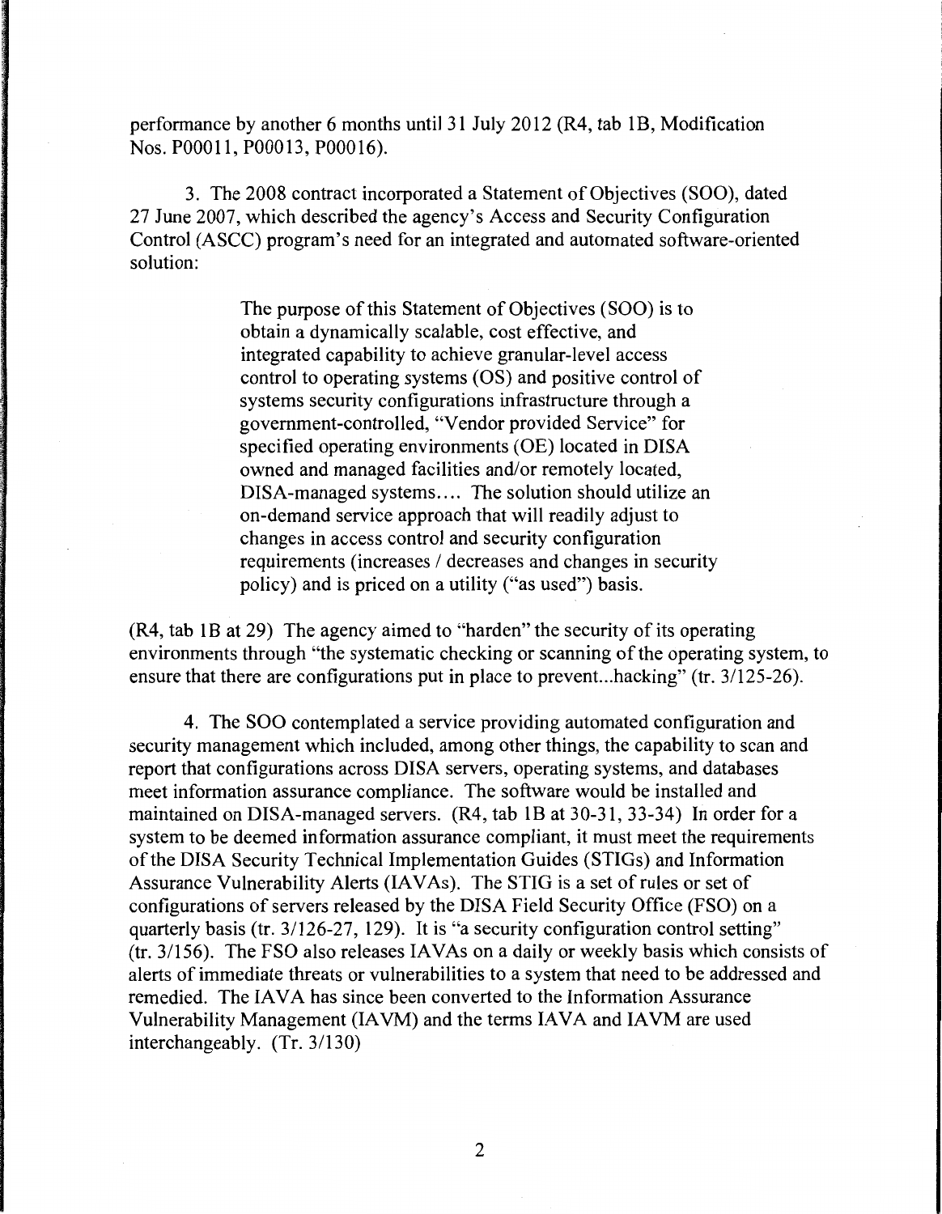performance by another 6 months until 31 July 2012 (R4, tab 1B, Modification Nos. P00011, P00013, P00016).

3. The 2008 contract incorporated a Statement of Objectives (SOO), dated 27 June 2007, which described the agency's Access and Security Configuration Control (ASCC) program's need for an integrated and automated software-oriented solution:

> The purpose of this Statement of Objectives (SOO) is to obtain a dynamically scalable, cost effective, and integrated capability to achieve granular-level access control to operating systems (OS) and positive control of systems security configurations infrastructure through a government-controlled, "Vendor provided Service" for specified operating environments (OE) located in DISA owned and managed facilities and/or remotely located, DISA-managed systems.... The solution should utilize an on-demand service approach that will readily adjust to changes in access control and security configuration requirements (increases / decreases and changes in security policy) and is priced on a utility ("as used") basis.

(R4, tab 1B at 29) The agency aimed to "harden" the security of its operating environments through "the systematic checking or scanning of the operating system, to ensure that there are configurations put in place to prevent...hacking" (tr. 3/125-26).

4. The SOO contemplated a service providing automated configuration and security management which included, among other things, the capability to scan and report that configurations across DISA servers, operating systems, and databases meet information assurance compliance. The software would be installed and maintained on DISA-managed servers. (R4, tab 1B at 30-31, 33-34) In order for a system to be deemed information assurance compliant, it must meet the requirements of the DISA Security Technical Implementation Guides (STIGs) and Information Assurance Vulnerability Alerts (IAVAs). The STIG is a set of rules or set of configurations of servers released by the DISA Field Security Office (FSO) on a quarterly basis (tr. 3/126-27, 129). It is "a security configuration control setting" (tr. 3/156). The FSO also releases IAVAs on a daily or weekly basis which consists of alerts of immediate threats or vulnerabilities to a system that need to be addressed and remedied. The IAVA has since been converted to the Information Assurance Vulnerability Management (IAVM) and the terms IAVA and IAVM are used interchangeably. (Tr. 3/130)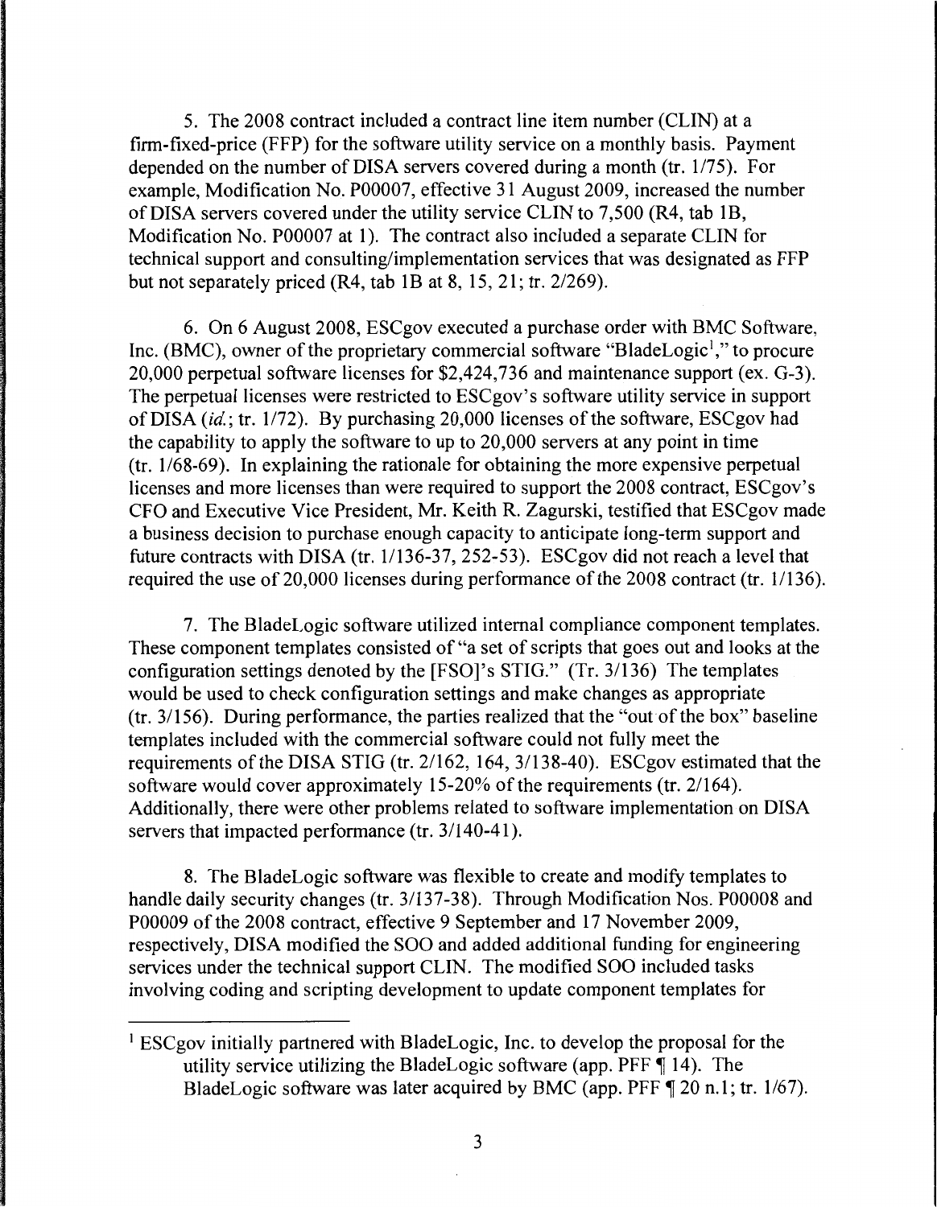5. The 2008 contract included a contract line item number (CLIN) at a firm-fixed-price (FFP) for the software utility service on a monthly basis. Payment depended on the number of DISA servers covered during a month (tr. 1/75). For example, Modification No. P00007, effective 31 August 2009, increased the number of DISA servers covered under the utility service CLIN to 7,500 (R4, tab 1B, Modification No. P00007 at 1). The contract also included a separate CLIN for technical support and consulting/implementation services that was designated as FFP but not separately priced (R4, tab 1B at 8, 15, 21; tr. 2/269).

6. On 6 August 2008, ESCgov executed a purchase order with BMC Software, Inc. (BMC), owner of the proprietary commercial software "BladeLogic[1]," to procure 20,000 perpetual software licenses for $2,424,736 and maintenance support (ex. G-3). The perpetual licenses were restricted to ESCgov's software utility service in support of DISA (*id.*; tr. 1/72). By purchasing 20,000 licenses of the software, ESCgov had the capability to apply the software to up to 20,000 servers at any point in time (tr. 1/68-69). In explaining the rationale for obtaining the more expensive perpetual licenses and more licenses than were required to support the 2008 contract, ESCgov's CFO and Executive Vice President, Mr. Keith R. Zagurski, testified that ESCgov made a business decision to purchase enough capacity to anticipate long-term support and future contracts with DISA (tr. 1/136-37, 252-53). ESCgov did not reach a level that required the use of 20,000 licenses during performance of the 2008 contract (tr. 1/136).

7. The BladeLogic software utilized internal compliance component templates. These component templates consisted of "a set of scripts that goes out and looks at the configuration settings denoted by the [FSO]'s STIG." (Tr. 3/136) The templates would be used to check configuration settings and make changes as appropriate (tr. 3/156). During performance, the parties realized that the "out of the box" baseline templates included with the commercial software could not fully meet the requirements of the DISA STIG (tr. 2/162, 164, 3/138-40). ESCgov estimated that the software would cover approximately 15-20% of the requirements (tr. 2/164). Additionally, there were other problems related to software implementation on DISA servers that impacted performance (tr. 3/140-41).

8. The BladeLogic software was flexible to create and modify templates to handle daily security changes (tr. 3/137-38). Through Modification Nos. P00008 and P00009 of the 2008 contract, effective 9 September and 17 November 2009, respectively, DISA modified the SOO and added additional funding for engineering services under the technical support CLIN. The modified SOO included tasks involving coding and scripting development to update component templates for

---

[1] ESCgov initially partnered with BladeLogic, Inc. to develop the proposal for the utility service utilizing the BladeLogic software (app. PFF ¶ 14). The BladeLogic software was later acquired by BMC (app. PFF ¶ 20 n.1; tr. 1/67).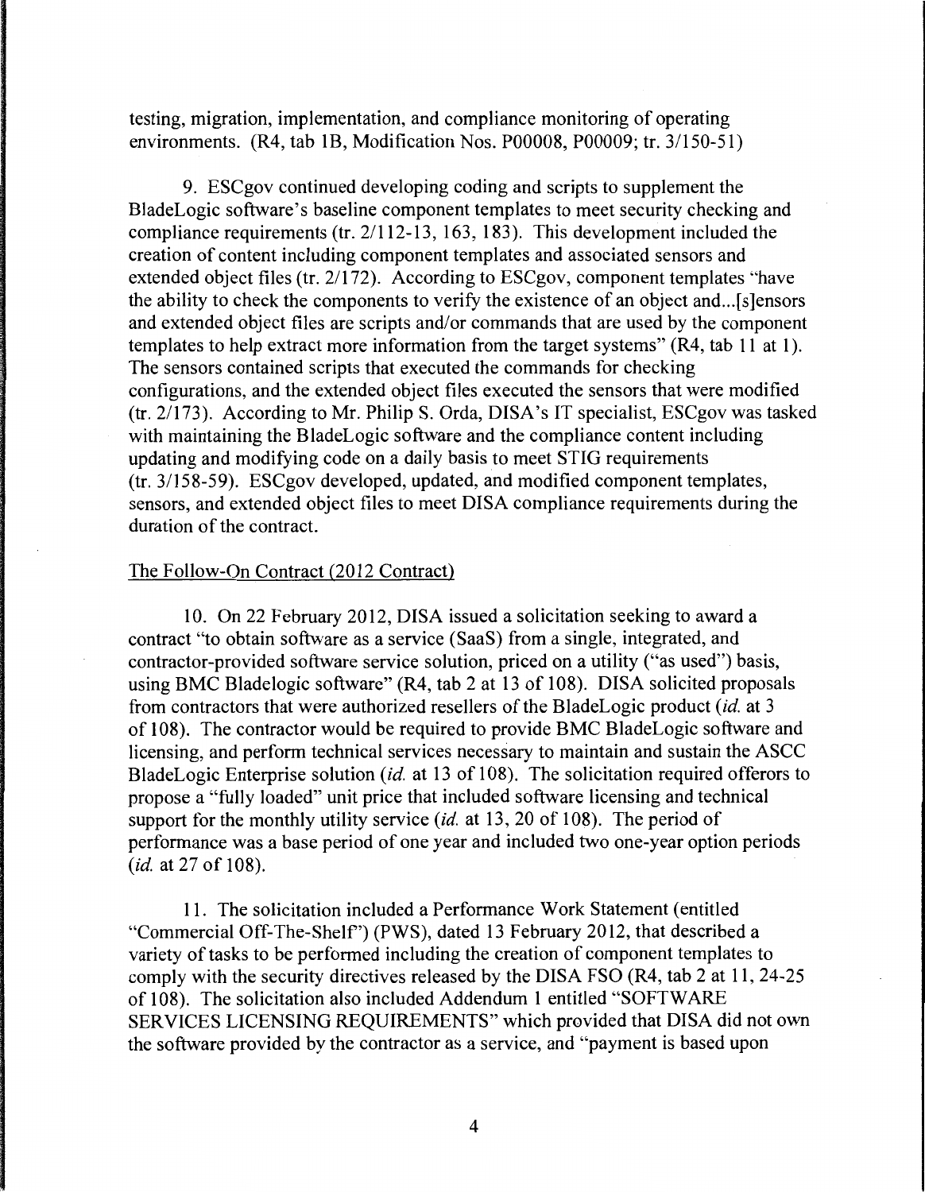testing, migration, implementation, and compliance monitoring of operating environments. (R4, tab 1B, Modification Nos. P00008, P00009; tr. 3/150-51)

9. ESCgov continued developing coding and scripts to supplement the BladeLogic software's baseline component templates to meet security checking and compliance requirements (tr. 2/112-13, 163, 183). This development included the creation of content including component templates and associated sensors and extended object files (tr. 2/172). According to ESCgov, component templates "have the ability to check the components to verify the existence of an object and...[s]ensors and extended object files are scripts and/or commands that are used by the component templates to help extract more information from the target systems" (R4, tab 11 at 1). The sensors contained scripts that executed the commands for checking configurations, and the extended object files executed the sensors that were modified (tr. 2/173). According to Mr. Philip S. Orda, DISA's IT specialist, ESCgov was tasked with maintaining the BladeLogic software and the compliance content including updating and modifying code on a daily basis to meet STIG requirements (tr. 3/158-59). ESCgov developed, updated, and modified component templates, sensors, and extended object files to meet DISA compliance requirements during the duration of the contract.

The Follow-On Contract (2012 Contract)

10. On 22 February 2012, DISA issued a solicitation seeking to award a contract "to obtain software as a service (SaaS) from a single, integrated, and contractor-provided software service solution, priced on a utility ("as used") basis, using BMC Bladelogic software" (R4, tab 2 at 13 of 108). DISA solicited proposals from contractors that were authorized resellers of the BladeLogic product (*id.* at 3 of 108). The contractor would be required to provide BMC BladeLogic software and licensing, and perform technical services necessary to maintain and sustain the ASCC BladeLogic Enterprise solution (*id.* at 13 of 108). The solicitation required offerors to propose a "fully loaded" unit price that included software licensing and technical support for the monthly utility service (*id.* at 13, 20 of 108). The period of performance was a base period of one year and included two one-year option periods (*id.* at 27 of 108).

11. The solicitation included a Performance Work Statement (entitled "Commercial Off-The-Shelf") (PWS), dated 13 February 2012, that described a variety of tasks to be performed including the creation of component templates to comply with the security directives released by the DISA FSO (R4, tab 2 at 11, 24-25 of 108). The solicitation also included Addendum 1 entitled "SOFTWARE SERVICES LICENSING REQUIREMENTS" which provided that DISA did not own the software provided by the contractor as a service, and "payment is based upon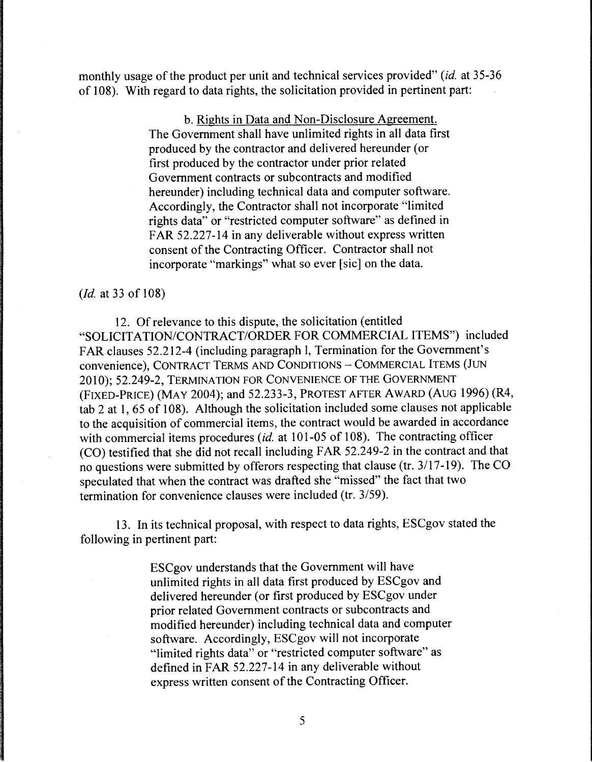monthly usage of the product per unit and technical services provided" (*id.* at 35-36 of 108). With regard to data rights, the solicitation provided in pertinent part:

> b. Rights in Data and Non-Disclosure Agreement. The Government shall have unlimited rights in all data first produced by the contractor and delivered hereunder (or first produced by the contractor under prior related Government contracts or subcontracts and modified hereunder) including technical data and computer software. Accordingly, the Contractor shall not incorporate "limited rights data" or "restricted computer software" as defined in FAR 52.227-14 in any deliverable without express written consent of the Contracting Officer. Contractor shall not incorporate "markings" what so ever [sic] on the data.

(*Id.* at 33 of 108)

12. Of relevance to this dispute, the solicitation (entitled "SOLICITATION/CONTRACT/ORDER FOR COMMERCIAL ITEMS") included FAR clauses 52.212-4 (including paragraph l, Termination for the Government's convenience), CONTRACT TERMS AND CONDITIONS – COMMERCIAL ITEMS (JUN 2010); 52.249-2, TERMINATION FOR CONVENIENCE OF THE GOVERNMENT (FIXED-PRICE) (MAY 2004); and 52.233-3, PROTEST AFTER AWARD (AUG 1996) (R4, tab 2 at 1, 65 of 108). Although the solicitation included some clauses not applicable to the acquisition of commercial items, the contract would be awarded in accordance with commercial items procedures (*id.* at 101-05 of 108). The contracting officer (CO) testified that she did not recall including FAR 52.249-2 in the contract and that no questions were submitted by offerors respecting that clause (tr. 3/17-19). The CO speculated that when the contract was drafted she "missed" the fact that two termination for convenience clauses were included (tr. 3/59).

13. In its technical proposal, with respect to data rights, ESCgov stated the following in pertinent part:

> ESCgov understands that the Government will have unlimited rights in all data first produced by ESCgov and delivered hereunder (or first produced by ESCgov under prior related Government contracts or subcontracts and modified hereunder) including technical data and computer software. Accordingly, ESCgov will not incorporate "limited rights data" or "restricted computer software" as defined in FAR 52.227-14 in any deliverable without express written consent of the Contracting Officer.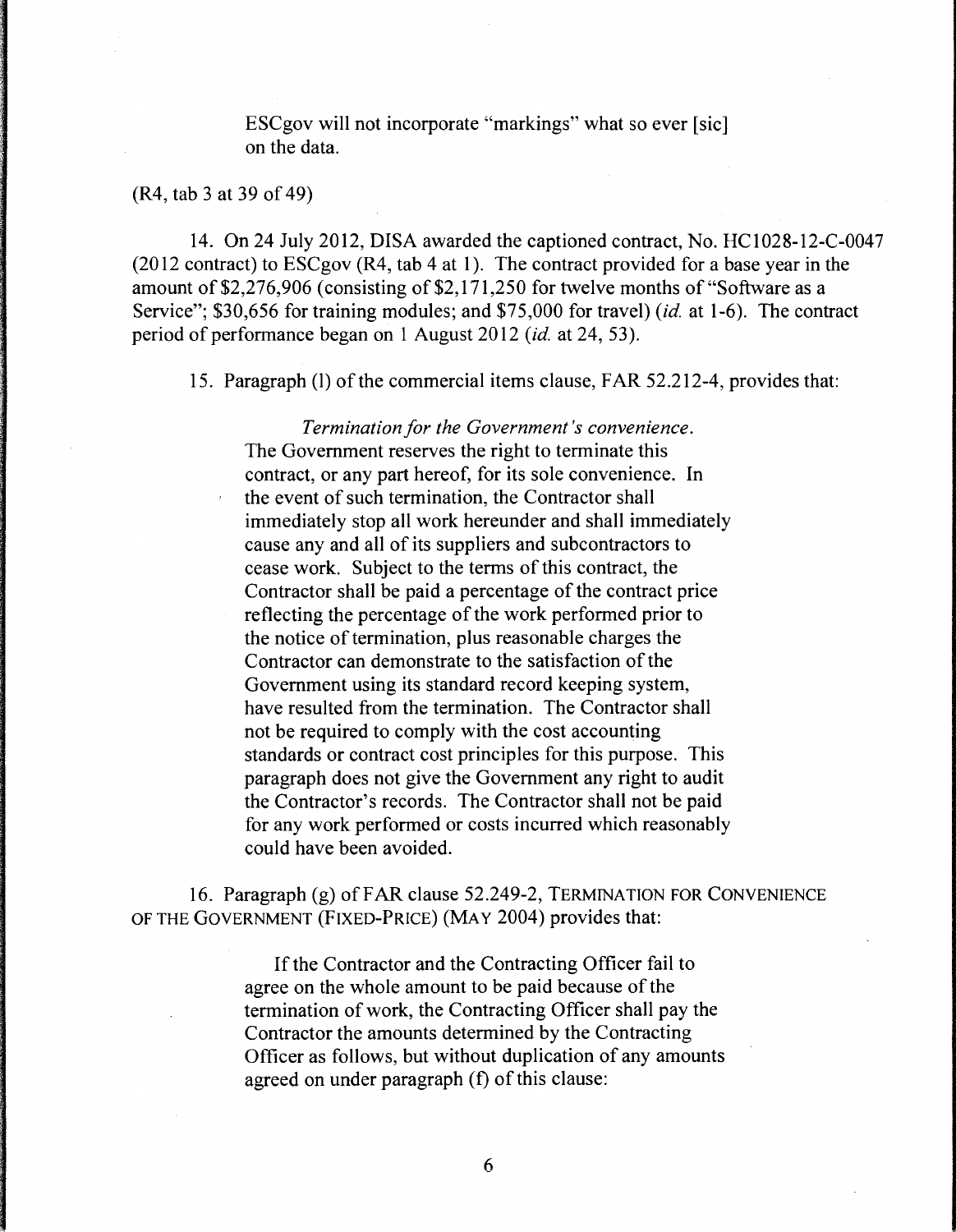> ESCgov will not incorporate "markings" what so ever [sic] on the data.

(R4, tab 3 at 39 of 49)

14. On 24 July 2012, DISA awarded the captioned contract, No. HC1028-12-C-0047 (2012 contract) to ESCgov (R4, tab 4 at 1). The contract provided for a base year in the amount of $2,276,906 (consisting of $2,171,250 for twelve months of "Software as a Service"; $30,656 for training modules; and $75,000 for travel) (*id.* at 1-6). The contract period of performance began on 1 August 2012 (*id.* at 24, 53).

15. Paragraph (l) of the commercial items clause, FAR 52.212-4, provides that:

> *Termination for the Government's convenience.* The Government reserves the right to terminate this contract, or any part hereof, for its sole convenience. In the event of such termination, the Contractor shall immediately stop all work hereunder and shall immediately cause any and all of its suppliers and subcontractors to cease work. Subject to the terms of this contract, the Contractor shall be paid a percentage of the contract price reflecting the percentage of the work performed prior to the notice of termination, plus reasonable charges the Contractor can demonstrate to the satisfaction of the Government using its standard record keeping system, have resulted from the termination. The Contractor shall not be required to comply with the cost accounting standards or contract cost principles for this purpose. This paragraph does not give the Government any right to audit the Contractor's records. The Contractor shall not be paid for any work performed or costs incurred which reasonably could have been avoided.

16. Paragraph (g) of FAR clause 52.249-2, TERMINATION FOR CONVENIENCE OF THE GOVERNMENT (FIXED-PRICE) (MAY 2004) provides that:

> If the Contractor and the Contracting Officer fail to agree on the whole amount to be paid because of the termination of work, the Contracting Officer shall pay the Contractor the amounts determined by the Contracting Officer as follows, but without duplication of any amounts agreed on under paragraph (f) of this clause: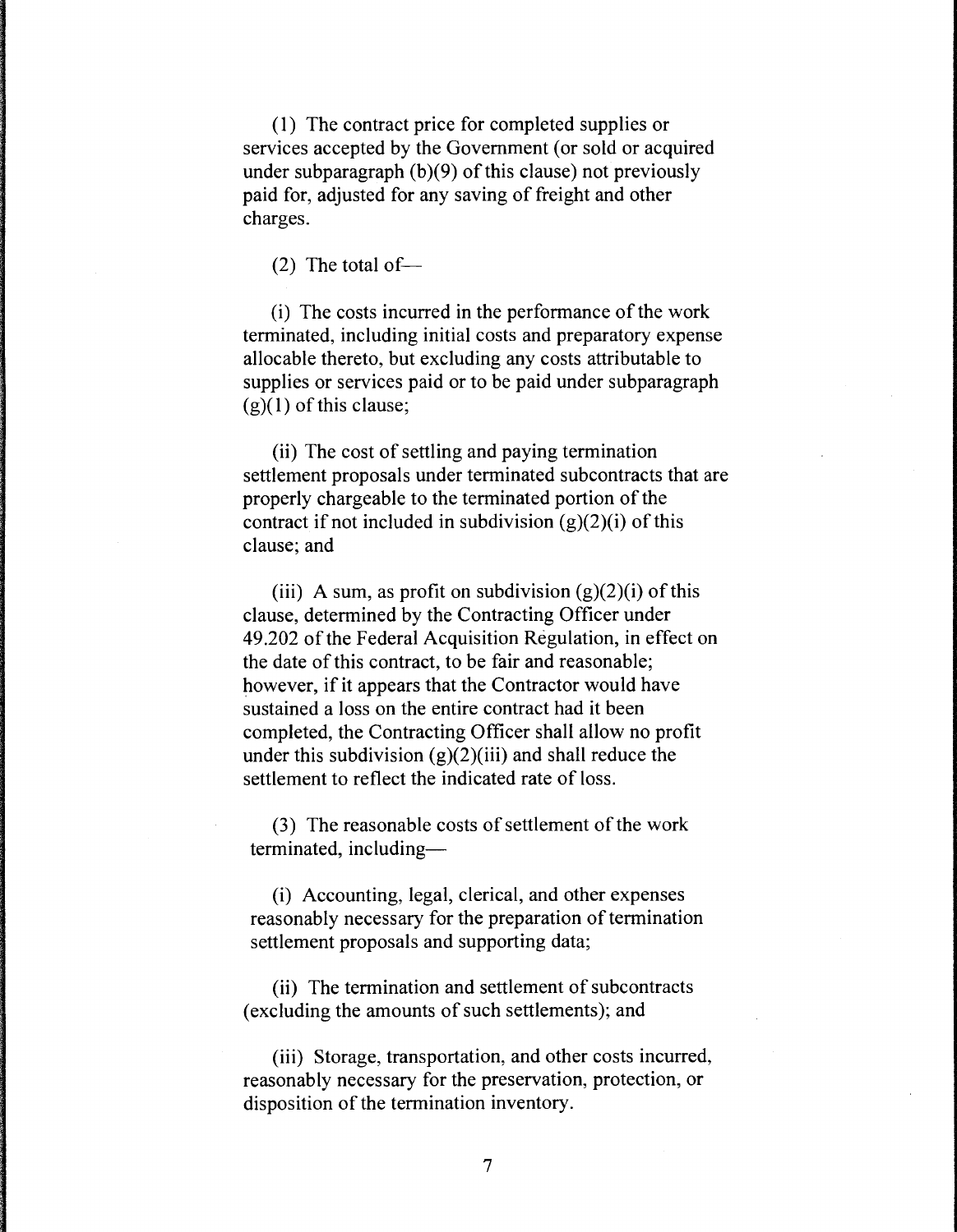(1) The contract price for completed supplies or services accepted by the Government (or sold or acquired under subparagraph (b)(9) of this clause) not previously paid for, adjusted for any saving of freight and other charges.

(2) The total of—

(i) The costs incurred in the performance of the work terminated, including initial costs and preparatory expense allocable thereto, but excluding any costs attributable to supplies or services paid or to be paid under subparagraph (g)(1) of this clause;

(ii) The cost of settling and paying termination settlement proposals under terminated subcontracts that are properly chargeable to the terminated portion of the contract if not included in subdivision (g)(2)(i) of this clause; and

(iii) A sum, as profit on subdivision (g)(2)(i) of this clause, determined by the Contracting Officer under 49.202 of the Federal Acquisition Regulation, in effect on the date of this contract, to be fair and reasonable; however, if it appears that the Contractor would have sustained a loss on the entire contract had it been completed, the Contracting Officer shall allow no profit under this subdivision (g)(2)(iii) and shall reduce the settlement to reflect the indicated rate of loss.

(3) The reasonable costs of settlement of the work terminated, including—

(i) Accounting, legal, clerical, and other expenses reasonably necessary for the preparation of termination settlement proposals and supporting data;

(ii) The termination and settlement of subcontracts (excluding the amounts of such settlements); and

(iii) Storage, transportation, and other costs incurred, reasonably necessary for the preservation, protection, or disposition of the termination inventory.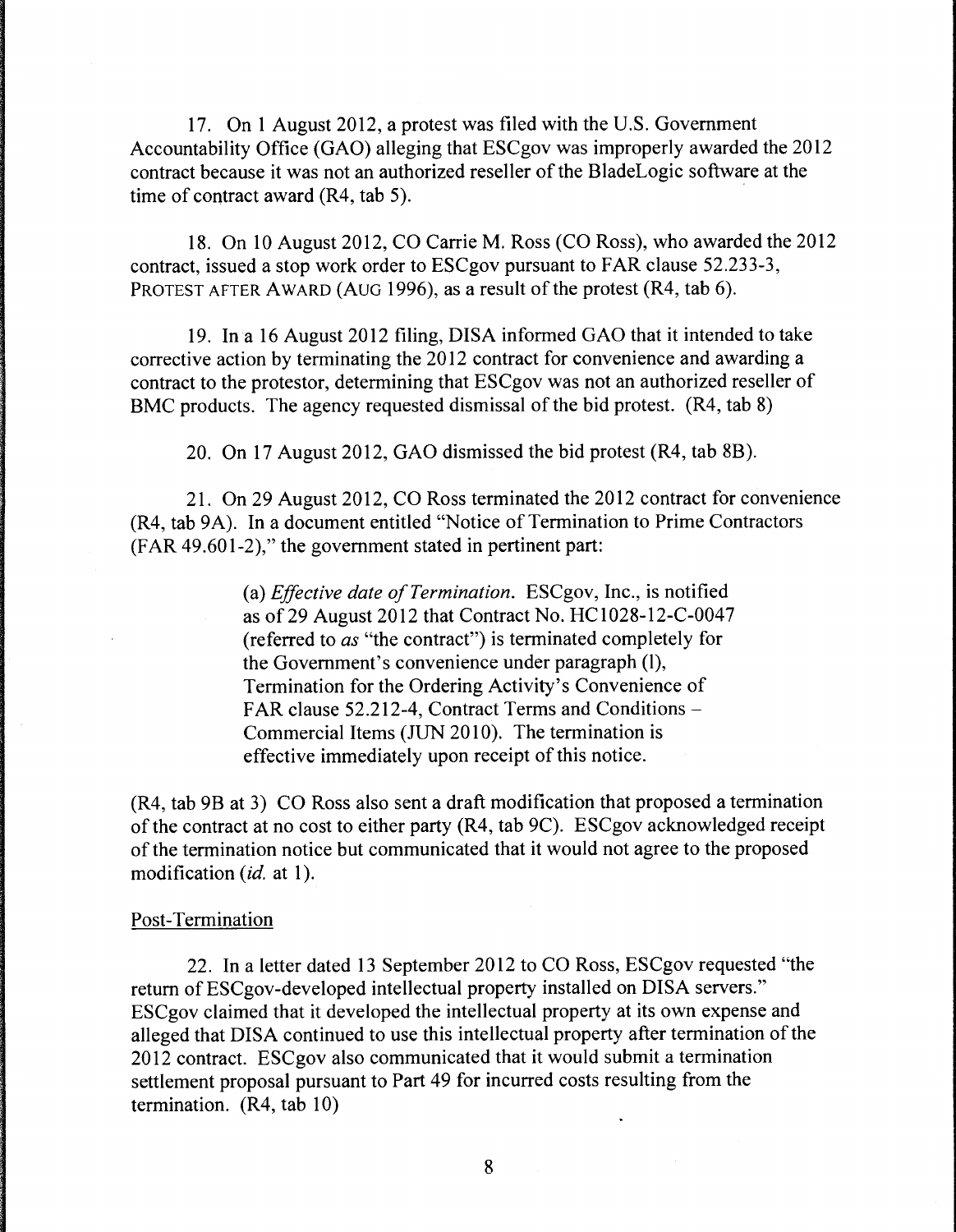17. On 1 August 2012, a protest was filed with the U.S. Government Accountability Office (GAO) alleging that ESCgov was improperly awarded the 2012 contract because it was not an authorized reseller of the BladeLogic software at the time of contract award (R4, tab 5).

18. On 10 August 2012, CO Carrie M. Ross (CO Ross), who awarded the 2012 contract, issued a stop work order to ESCgov pursuant to FAR clause 52.233-3, PROTEST AFTER AWARD (AUG 1996), as a result of the protest (R4, tab 6).

19. In a 16 August 2012 filing, DISA informed GAO that it intended to take corrective action by terminating the 2012 contract for convenience and awarding a contract to the protestor, determining that ESCgov was not an authorized reseller of BMC products. The agency requested dismissal of the bid protest. (R4, tab 8)

20. On 17 August 2012, GAO dismissed the bid protest (R4, tab 8B).

21. On 29 August 2012, CO Ross terminated the 2012 contract for convenience (R4, tab 9A). In a document entitled "Notice of Termination to Prime Contractors (FAR 49.601-2)," the government stated in pertinent part:

> (a) *Effective date of Termination*. ESCgov, Inc., is notified as of 29 August 2012 that Contract No. HC1028-12-C-0047 (referred to *as* "the contract") is terminated completely for the Government's convenience under paragraph (l), Termination for the Ordering Activity's Convenience of FAR clause 52.212-4, Contract Terms and Conditions – Commercial Items (JUN 2010). The termination is effective immediately upon receipt of this notice.

(R4, tab 9B at 3) CO Ross also sent a draft modification that proposed a termination of the contract at no cost to either party (R4, tab 9C). ESCgov acknowledged receipt of the termination notice but communicated that it would not agree to the proposed modification (*id.* at 1).

Post-Termination

22. In a letter dated 13 September 2012 to CO Ross, ESCgov requested "the return of ESCgov-developed intellectual property installed on DISA servers." ESCgov claimed that it developed the intellectual property at its own expense and alleged that DISA continued to use this intellectual property after termination of the 2012 contract. ESCgov also communicated that it would submit a termination settlement proposal pursuant to Part 49 for incurred costs resulting from the termination. (R4, tab 10)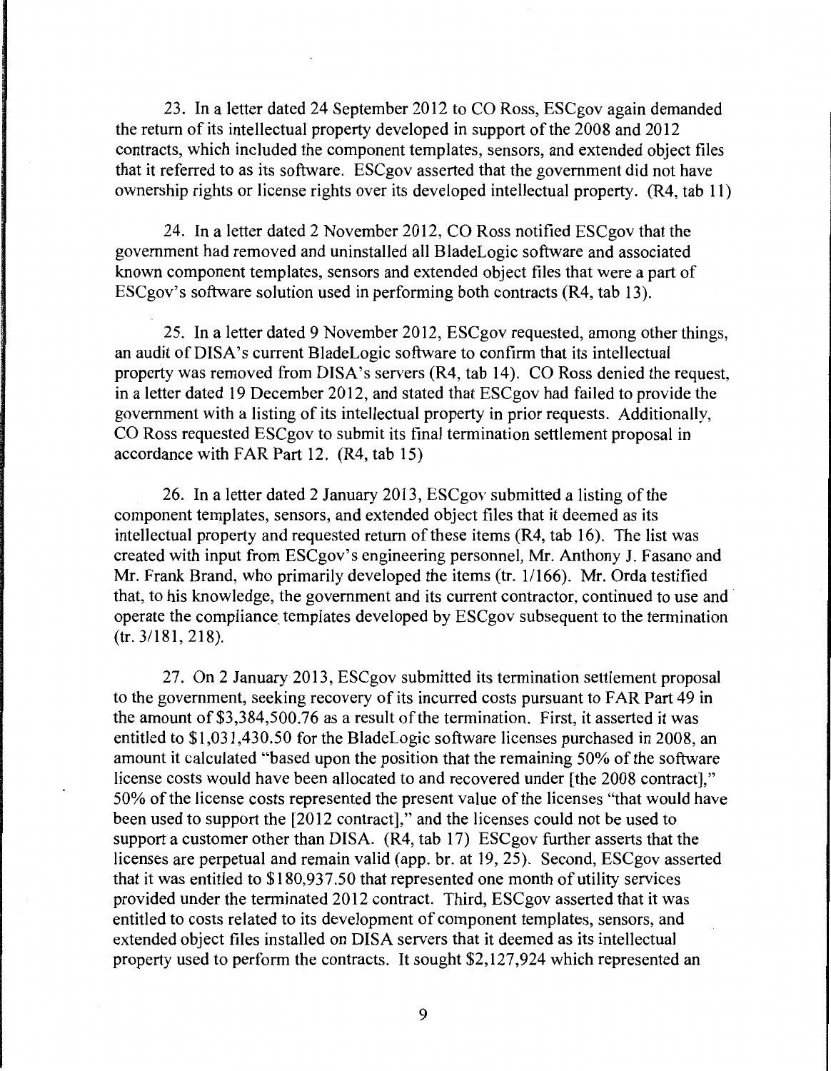23. In a letter dated 24 September 2012 to CO Ross, ESCgov again demanded the return of its intellectual property developed in support of the 2008 and 2012 contracts, which included the component templates, sensors, and extended object files that it referred to as its software. ESCgov asserted that the government did not have ownership rights or license rights over its developed intellectual property. (R4, tab 11)

24. In a letter dated 2 November 2012, CO Ross notified ESCgov that the government had removed and uninstalled all BladeLogic software and associated known component templates, sensors and extended object files that were a part of ESCgov's software solution used in performing both contracts (R4, tab 13).

25. In a letter dated 9 November 2012, ESCgov requested, among other things, an audit of DISA's current BladeLogic software to confirm that its intellectual property was removed from DISA's servers (R4, tab 14). CO Ross denied the request, in a letter dated 19 December 2012, and stated that ESCgov had failed to provide the government with a listing of its intellectual property in prior requests. Additionally, CO Ross requested ESCgov to submit its final termination settlement proposal in accordance with FAR Part 12. (R4, tab 15)

26. In a letter dated 2 January 2013, ESCgov submitted a listing of the component templates, sensors, and extended object files that it deemed as its intellectual property and requested return of these items (R4, tab 16). The list was created with input from ESCgov's engineering personnel, Mr. Anthony J. Fasano and Mr. Frank Brand, who primarily developed the items (tr. 1/166). Mr. Orda testified that, to his knowledge, the government and its current contractor, continued to use and operate the compliance templates developed by ESCgov subsequent to the termination (tr. 3/181, 218).

27. On 2 January 2013, ESCgov submitted its termination settlement proposal to the government, seeking recovery of its incurred costs pursuant to FAR Part 49 in the amount of $3,384,500.76 as a result of the termination. First, it asserted it was entitled to $1,031,430.50 for the BladeLogic software licenses purchased in 2008, an amount it calculated "based upon the position that the remaining 50% of the software license costs would have been allocated to and recovered under [the 2008 contract]," 50% of the license costs represented the present value of the licenses "that would have been used to support the [2012 contract]," and the licenses could not be used to support a customer other than DISA. (R4, tab 17) ESCgov further asserts that the licenses are perpetual and remain valid (app. br. at 19, 25). Second, ESCgov asserted that it was entitled to $180,937.50 that represented one month of utility services provided under the terminated 2012 contract. Third, ESCgov asserted that it was entitled to costs related to its development of component templates, sensors, and extended object files installed on DISA servers that it deemed as its intellectual property used to perform the contracts. It sought $2,127,924 which represented an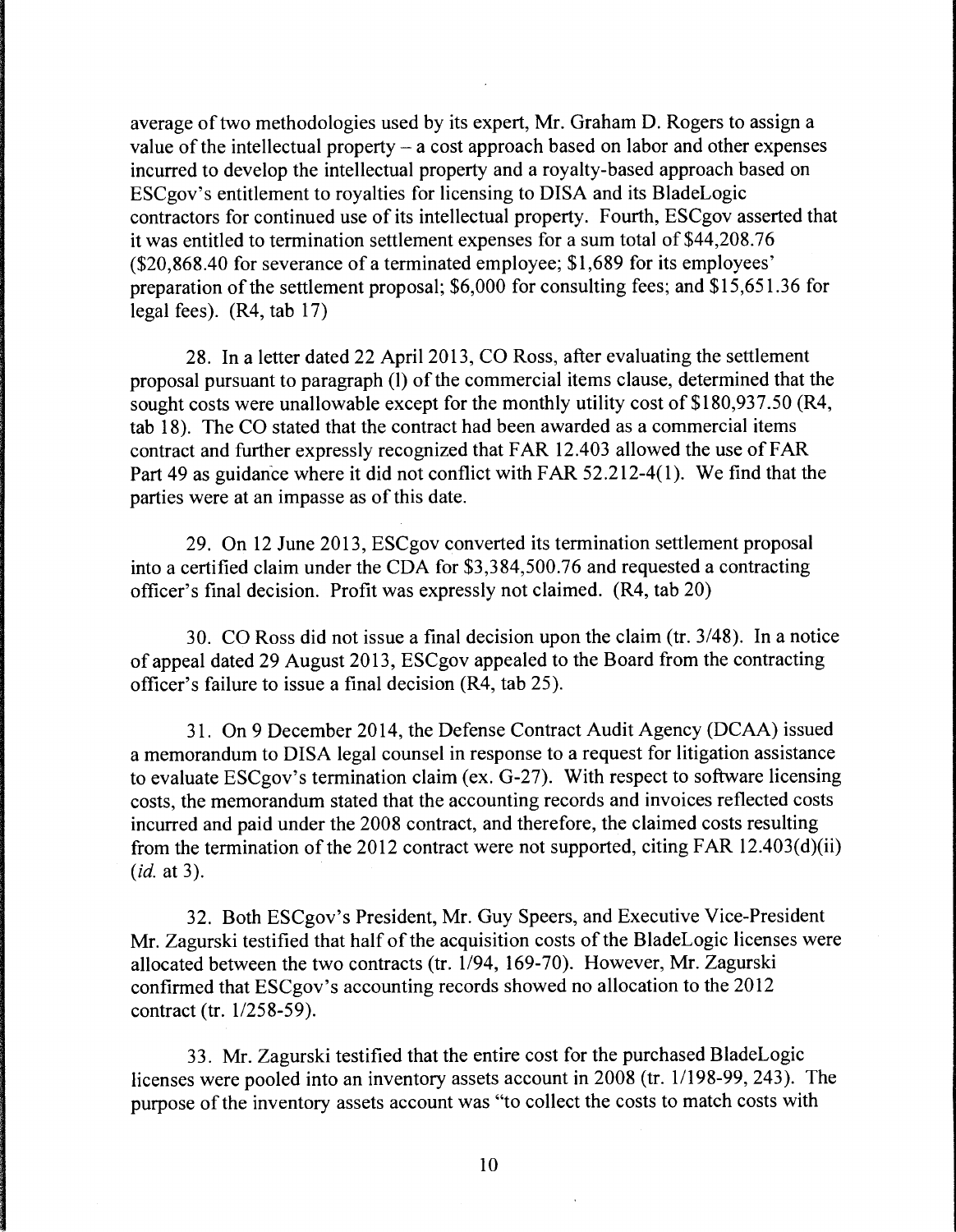average of two methodologies used by its expert, Mr. Graham D. Rogers to assign a value of the intellectual property – a cost approach based on labor and other expenses incurred to develop the intellectual property and a royalty-based approach based on ESCgov's entitlement to royalties for licensing to DISA and its BladeLogic contractors for continued use of its intellectual property. Fourth, ESCgov asserted that it was entitled to termination settlement expenses for a sum total of $44,208.76 ($20,868.40 for severance of a terminated employee; $1,689 for its employees' preparation of the settlement proposal; $6,000 for consulting fees; and $15,651.36 for legal fees). (R4, tab 17)

28. In a letter dated 22 April 2013, CO Ross, after evaluating the settlement proposal pursuant to paragraph (l) of the commercial items clause, determined that the sought costs were unallowable except for the monthly utility cost of $180,937.50 (R4, tab 18). The CO stated that the contract had been awarded as a commercial items contract and further expressly recognized that FAR 12.403 allowed the use of FAR Part 49 as guidance where it did not conflict with FAR 52.212-4(l). We find that the parties were at an impasse as of this date.

29. On 12 June 2013, ESCgov converted its termination settlement proposal into a certified claim under the CDA for $3,384,500.76 and requested a contracting officer's final decision. Profit was expressly not claimed. (R4, tab 20)

30. CO Ross did not issue a final decision upon the claim (tr. 3/48). In a notice of appeal dated 29 August 2013, ESCgov appealed to the Board from the contracting officer's failure to issue a final decision (R4, tab 25).

31. On 9 December 2014, the Defense Contract Audit Agency (DCAA) issued a memorandum to DISA legal counsel in response to a request for litigation assistance to evaluate ESCgov's termination claim (ex. G-27). With respect to software licensing costs, the memorandum stated that the accounting records and invoices reflected costs incurred and paid under the 2008 contract, and therefore, the claimed costs resulting from the termination of the 2012 contract were not supported, citing FAR 12.403(d)(ii) (*id.* at 3).

32. Both ESCgov's President, Mr. Guy Speers, and Executive Vice-President Mr. Zagurski testified that half of the acquisition costs of the BladeLogic licenses were allocated between the two contracts (tr. 1/94, 169-70). However, Mr. Zagurski confirmed that ESCgov's accounting records showed no allocation to the 2012 contract (tr. 1/258-59).

33. Mr. Zagurski testified that the entire cost for the purchased BladeLogic licenses were pooled into an inventory assets account in 2008 (tr. 1/198-99, 243). The purpose of the inventory assets account was "to collect the costs to match costs with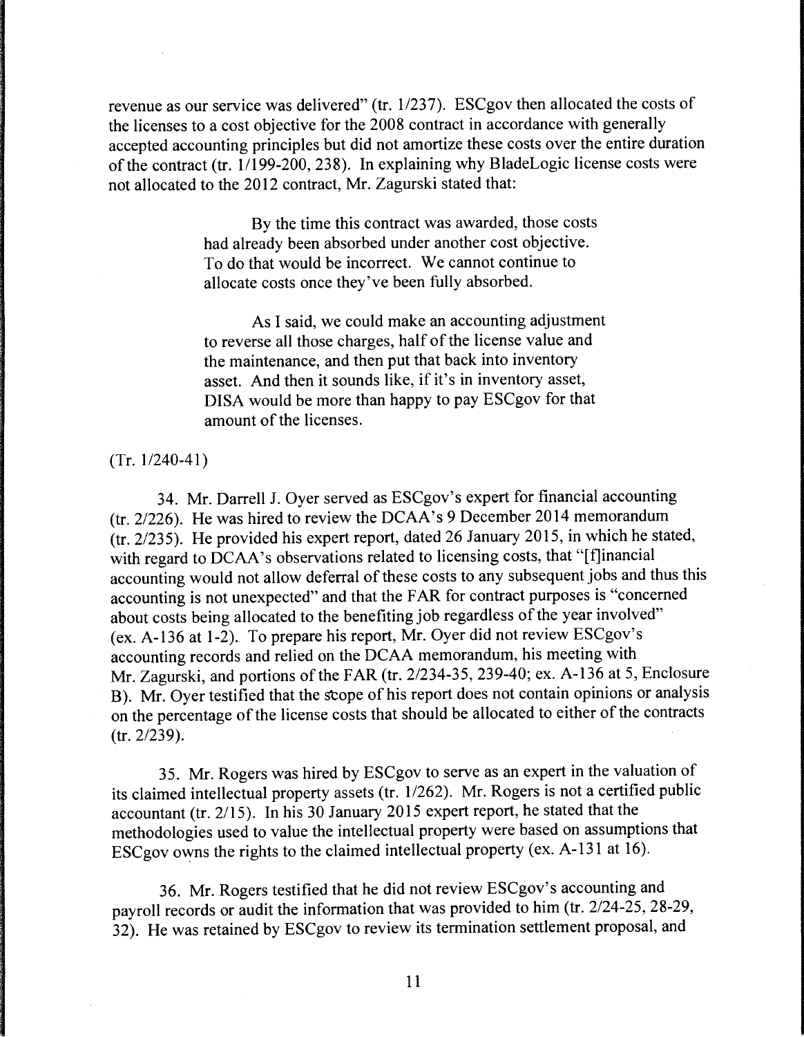revenue as our service was delivered" (tr. 1/237). ESCgov then allocated the costs of the licenses to a cost objective for the 2008 contract in accordance with generally accepted accounting principles but did not amortize these costs over the entire duration of the contract (tr. 1/199-200, 238). In explaining why BladeLogic license costs were not allocated to the 2012 contract, Mr. Zagurski stated that:

> By the time this contract was awarded, those costs had already been absorbed under another cost objective. To do that would be incorrect. We cannot continue to allocate costs once they've been fully absorbed.
>
> As I said, we could make an accounting adjustment to reverse all those charges, half of the license value and the maintenance, and then put that back into inventory asset. And then it sounds like, if it's in inventory asset, DISA would be more than happy to pay ESCgov for that amount of the licenses.

(Tr. 1/240-41)

34. Mr. Darrell J. Oyer served as ESCgov's expert for financial accounting (tr. 2/226). He was hired to review the DCAA's 9 December 2014 memorandum (tr. 2/235). He provided his expert report, dated 26 January 2015, in which he stated, with regard to DCAA's observations related to licensing costs, that "[f]inancial accounting would not allow deferral of these costs to any subsequent jobs and thus this accounting is not unexpected" and that the FAR for contract purposes is "concerned about costs being allocated to the benefiting job regardless of the year involved" (ex. A-136 at 1-2). To prepare his report, Mr. Oyer did not review ESCgov's accounting records and relied on the DCAA memorandum, his meeting with Mr. Zagurski, and portions of the FAR (tr. 2/234-35, 239-40; ex. A-136 at 5, Enclosure B). Mr. Oyer testified that the scope of his report does not contain opinions or analysis on the percentage of the license costs that should be allocated to either of the contracts (tr. 2/239).

35. Mr. Rogers was hired by ESCgov to serve as an expert in the valuation of its claimed intellectual property assets (tr. 1/262). Mr. Rogers is not a certified public accountant (tr. 2/15). In his 30 January 2015 expert report, he stated that the methodologies used to value the intellectual property were based on assumptions that ESCgov owns the rights to the claimed intellectual property (ex. A-131 at 16).

36. Mr. Rogers testified that he did not review ESCgov's accounting and payroll records or audit the information that was provided to him (tr. 2/24-25, 28-29, 32). He was retained by ESCgov to review its termination settlement proposal, and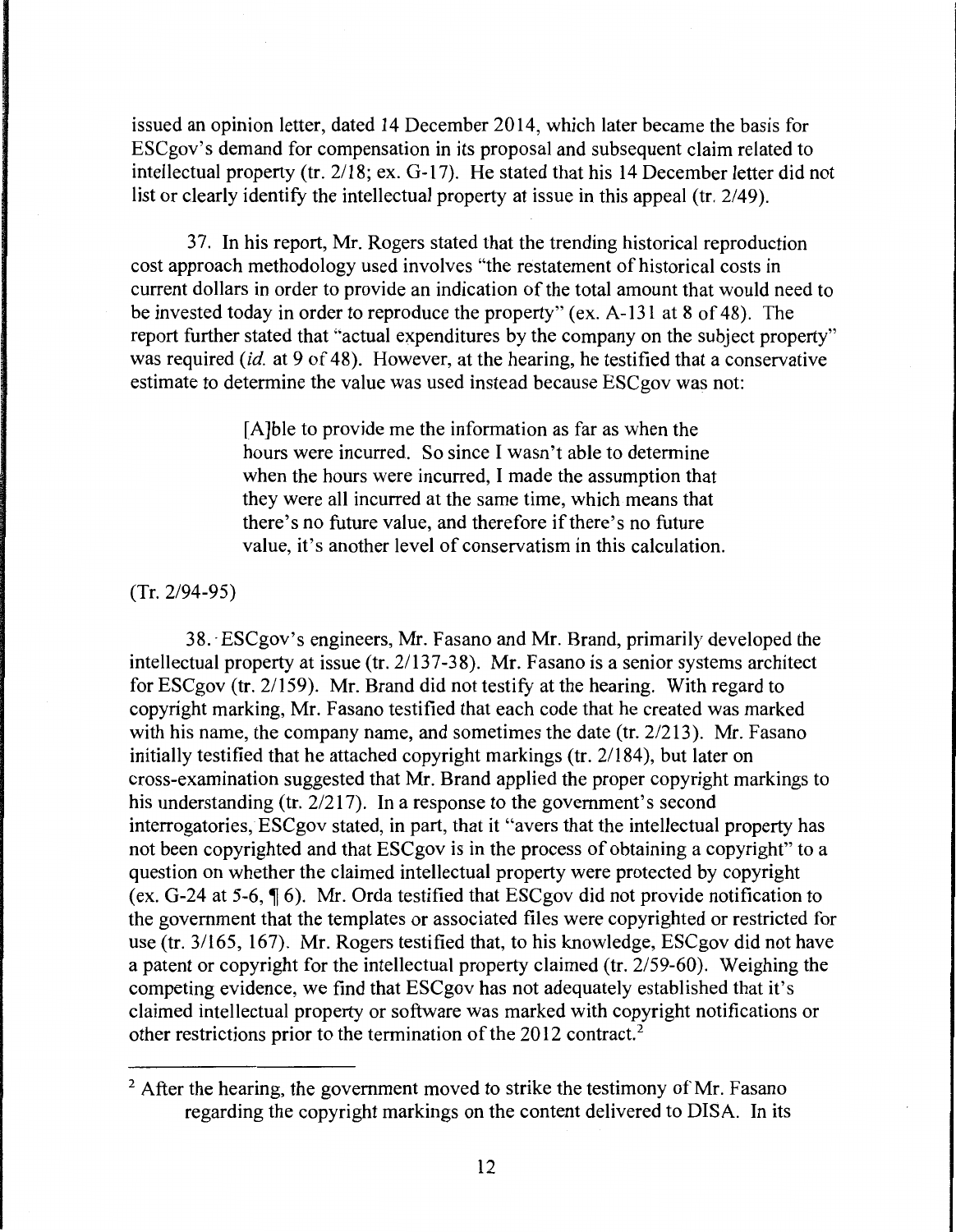issued an opinion letter, dated 14 December 2014, which later became the basis for ESCgov's demand for compensation in its proposal and subsequent claim related to intellectual property (tr. 2/18; ex. G-17). He stated that his 14 December letter did not list or clearly identify the intellectual property at issue in this appeal (tr. 2/49).

37. In his report, Mr. Rogers stated that the trending historical reproduction cost approach methodology used involves "the restatement of historical costs in current dollars in order to provide an indication of the total amount that would need to be invested today in order to reproduce the property" (ex. A-131 at 8 of 48). The report further stated that "actual expenditures by the company on the subject property" was required (*id.* at 9 of 48). However, at the hearing, he testified that a conservative estimate to determine the value was used instead because ESCgov was not:

> [A]ble to provide me the information as far as when the hours were incurred. So since I wasn't able to determine when the hours were incurred, I made the assumption that they were all incurred at the same time, which means that there's no future value, and therefore if there's no future value, it's another level of conservatism in this calculation.

(Tr. 2/94-95)

38. ESCgov's engineers, Mr. Fasano and Mr. Brand, primarily developed the intellectual property at issue (tr. 2/137-38). Mr. Fasano is a senior systems architect for ESCgov (tr. 2/159). Mr. Brand did not testify at the hearing. With regard to copyright marking, Mr. Fasano testified that each code that he created was marked with his name, the company name, and sometimes the date (tr. 2/213). Mr. Fasano initially testified that he attached copyright markings (tr. 2/184), but later on cross-examination suggested that Mr. Brand applied the proper copyright markings to his understanding (tr. 2/217). In a response to the government's second interrogatories, ESCgov stated, in part, that it "avers that the intellectual property has not been copyrighted and that ESCgov is in the process of obtaining a copyright" to a question on whether the claimed intellectual property were protected by copyright (ex. G-24 at 5-6, ¶ 6). Mr. Orda testified that ESCgov did not provide notification to the government that the templates or associated files were copyrighted or restricted for use (tr. 3/165, 167). Mr. Rogers testified that, to his knowledge, ESCgov did not have a patent or copyright for the intellectual property claimed (tr. 2/59-60). Weighing the competing evidence, we find that ESCgov has not adequately established that it's claimed intellectual property or software was marked with copyright notifications or other restrictions prior to the termination of the 2012 contract.[2]

[2] After the hearing, the government moved to strike the testimony of Mr. Fasano regarding the copyright markings on the content delivered to DISA. In its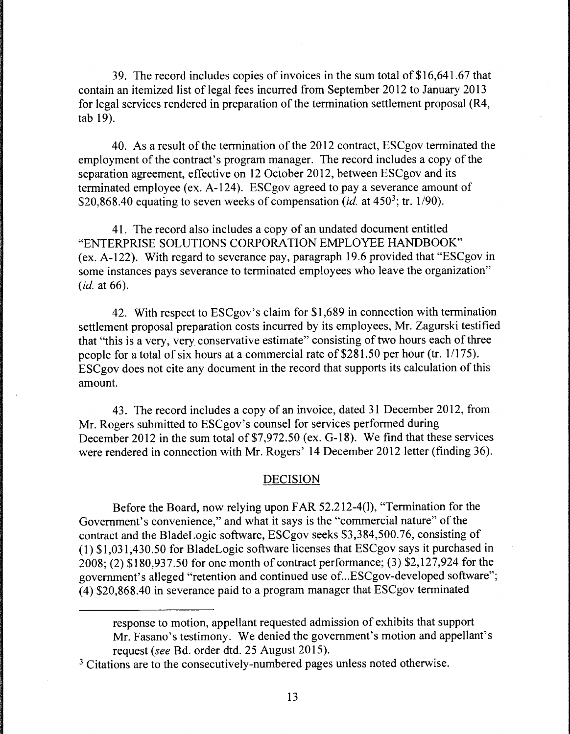39. The record includes copies of invoices in the sum total of $16,641.67 that contain an itemized list of legal fees incurred from September 2012 to January 2013 for legal services rendered in preparation of the termination settlement proposal (R4, tab 19).

40. As a result of the termination of the 2012 contract, ESCgov terminated the employment of the contract's program manager. The record includes a copy of the separation agreement, effective on 12 October 2012, between ESCgov and its terminated employee (ex. A-124). ESCgov agreed to pay a severance amount of $20,868.40 equating to seven weeks of compensation (*id.* at 450[3]; tr. 1/90).

41. The record also includes a copy of an undated document entitled "ENTERPRISE SOLUTIONS CORPORATION EMPLOYEE HANDBOOK" (ex. A-122). With regard to severance pay, paragraph 19.6 provided that "ESCgov in some instances pays severance to terminated employees who leave the organization" (*id.* at 66).

42. With respect to ESCgov's claim for $1,689 in connection with termination settlement proposal preparation costs incurred by its employees, Mr. Zagurski testified that "this is a very, very conservative estimate" consisting of two hours each of three people for a total of six hours at a commercial rate of $281.50 per hour (tr. 1/175). ESCgov does not cite any document in the record that supports its calculation of this amount.

43. The record includes a copy of an invoice, dated 31 December 2012, from Mr. Rogers submitted to ESCgov's counsel for services performed during December 2012 in the sum total of $7,972.50 (ex. G-18). We find that these services were rendered in connection with Mr. Rogers' 14 December 2012 letter (finding 36).

## DECISION

Before the Board, now relying upon FAR 52.212-4(l), "Termination for the Government's convenience," and what it says is the "commercial nature" of the contract and the BladeLogic software, ESCgov seeks $3,384,500.76, consisting of (1) $1,031,430.50 for BladeLogic software licenses that ESCgov says it purchased in 2008; (2) $180,937.50 for one month of contract performance; (3) $2,127,924 for the government's alleged "retention and continued use of...ESCgov-developed software"; (4) $20,868.40 in severance paid to a program manager that ESCgov terminated

---

response to motion, appellant requested admission of exhibits that support Mr. Fasano's testimony. We denied the government's motion and appellant's request (*see* Bd. order dtd. 25 August 2015).

[3] Citations are to the consecutively-numbered pages unless noted otherwise.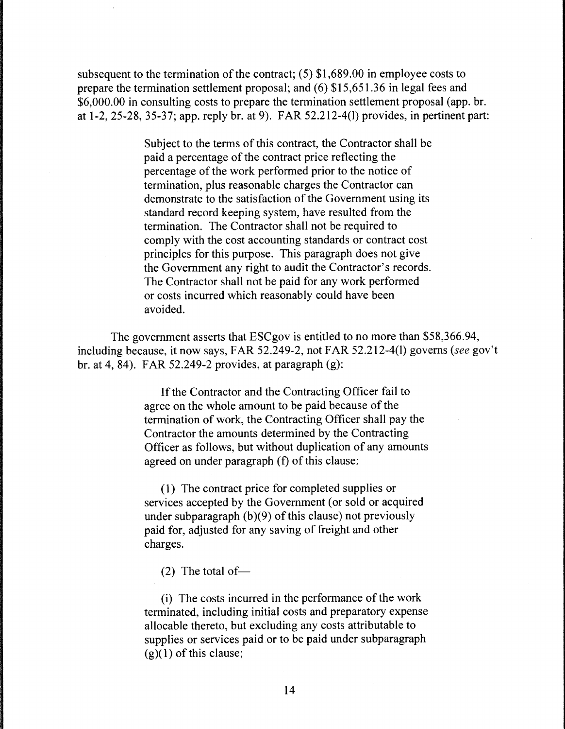subsequent to the termination of the contract; (5) $1,689.00 in employee costs to prepare the termination settlement proposal; and (6) $15,651.36 in legal fees and $6,000.00 in consulting costs to prepare the termination settlement proposal (app. br. at 1-2, 25-28, 35-37; app. reply br. at 9). FAR 52.212-4(l) provides, in pertinent part:

> Subject to the terms of this contract, the Contractor shall be paid a percentage of the contract price reflecting the percentage of the work performed prior to the notice of termination, plus reasonable charges the Contractor can demonstrate to the satisfaction of the Government using its standard record keeping system, have resulted from the termination. The Contractor shall not be required to comply with the cost accounting standards or contract cost principles for this purpose. This paragraph does not give the Government any right to audit the Contractor's records. The Contractor shall not be paid for any work performed or costs incurred which reasonably could have been avoided.

The government asserts that ESCgov is entitled to no more than $58,366.94, including because, it now says, FAR 52.249-2, not FAR 52.212-4(l) governs (*see* gov't br. at 4, 84). FAR 52.249-2 provides, at paragraph (g):

> If the Contractor and the Contracting Officer fail to agree on the whole amount to be paid because of the termination of work, the Contracting Officer shall pay the Contractor the amounts determined by the Contracting Officer as follows, but without duplication of any amounts agreed on under paragraph (f) of this clause:
>
> (1) The contract price for completed supplies or services accepted by the Government (or sold or acquired under subparagraph (b)(9) of this clause) not previously paid for, adjusted for any saving of freight and other charges.
>
> (2) The total of—
>
> (i) The costs incurred in the performance of the work terminated, including initial costs and preparatory expense allocable thereto, but excluding any costs attributable to supplies or services paid or to be paid under subparagraph (g)(1) of this clause;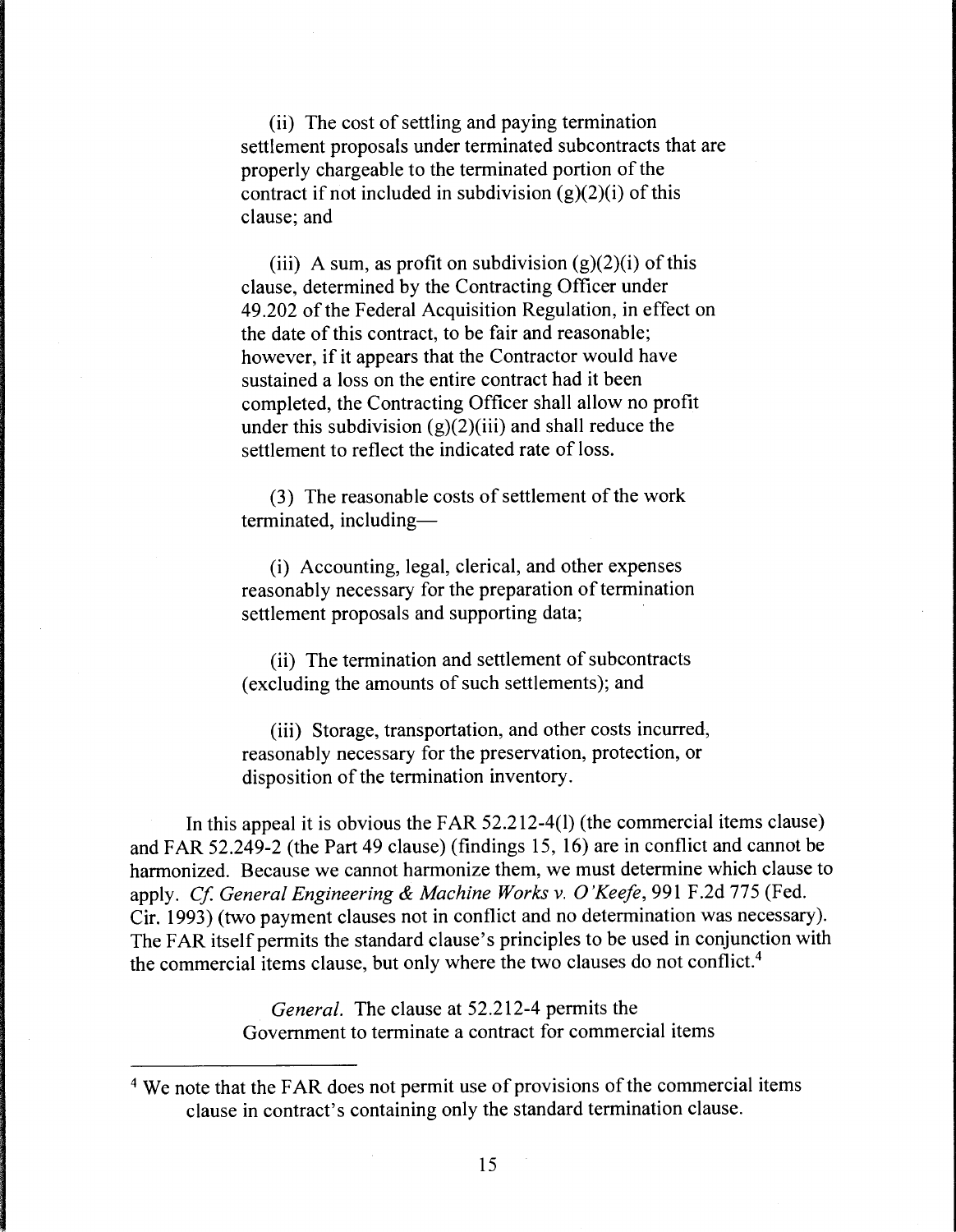(ii) The cost of settling and paying termination settlement proposals under terminated subcontracts that are properly chargeable to the terminated portion of the contract if not included in subdivision (g)(2)(i) of this clause; and

(iii) A sum, as profit on subdivision (g)(2)(i) of this clause, determined by the Contracting Officer under 49.202 of the Federal Acquisition Regulation, in effect on the date of this contract, to be fair and reasonable; however, if it appears that the Contractor would have sustained a loss on the entire contract had it been completed, the Contracting Officer shall allow no profit under this subdivision (g)(2)(iii) and shall reduce the settlement to reflect the indicated rate of loss.

(3) The reasonable costs of settlement of the work terminated, including—

(i) Accounting, legal, clerical, and other expenses reasonably necessary for the preparation of termination settlement proposals and supporting data;

(ii) The termination and settlement of subcontracts (excluding the amounts of such settlements); and

(iii) Storage, transportation, and other costs incurred, reasonably necessary for the preservation, protection, or disposition of the termination inventory.

In this appeal it is obvious the FAR 52.212-4(l) (the commercial items clause) and FAR 52.249-2 (the Part 49 clause) (findings 15, 16) are in conflict and cannot be harmonized. Because we cannot harmonize them, we must determine which clause to apply. *Cf. General Engineering & Machine Works v. O'Keefe*, 991 F.2d 775 (Fed. Cir. 1993) (two payment clauses not in conflict and no determination was necessary). The FAR itself permits the standard clause's principles to be used in conjunction with the commercial items clause, but only where the two clauses do not conflict.[4]

*General.* The clause at 52.212-4 permits the Government to terminate a contract for commercial items

---

[4] We note that the FAR does not permit use of provisions of the commercial items clause in contract's containing only the standard termination clause.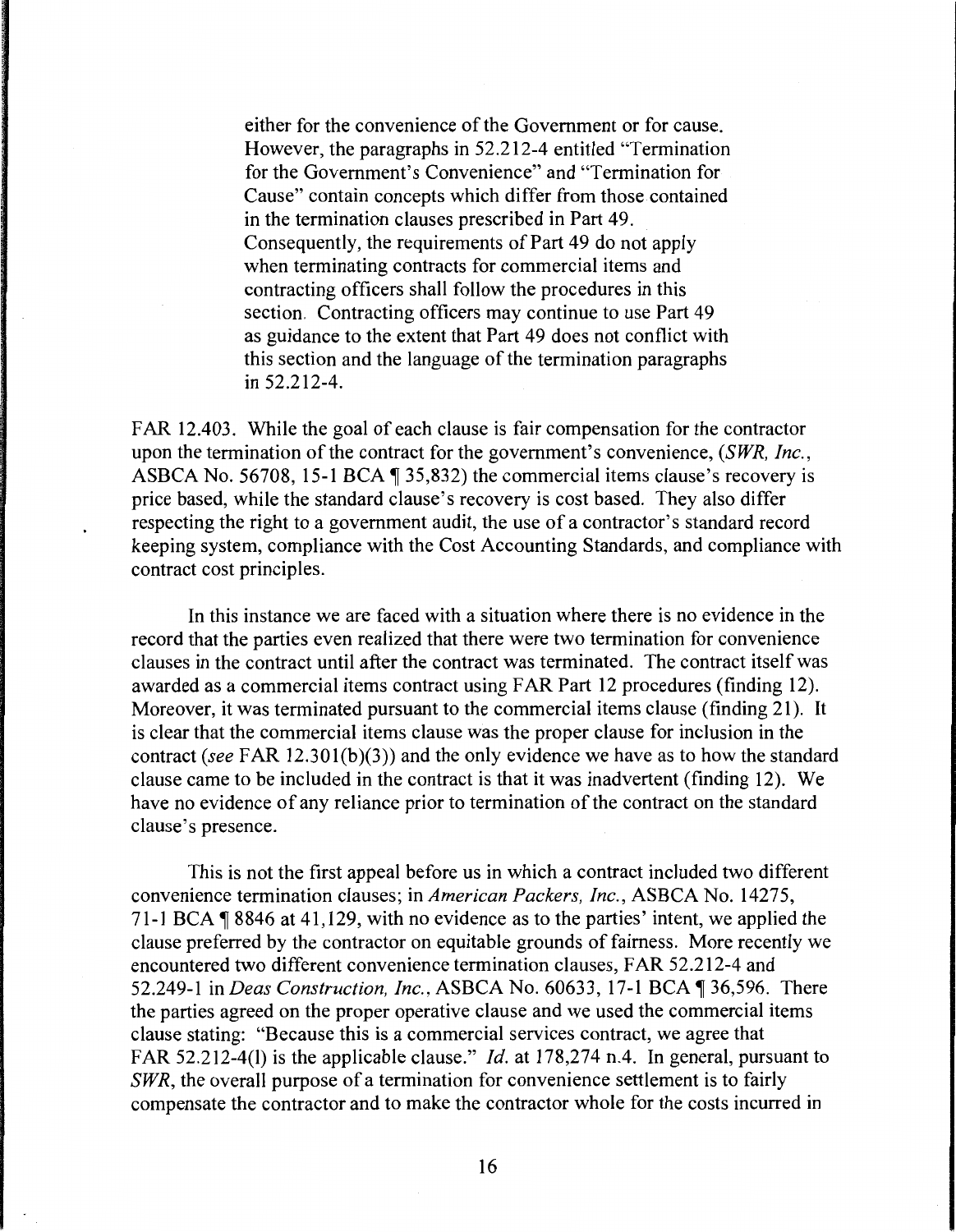> either for the convenience of the Government or for cause. However, the paragraphs in 52.212-4 entitled "Termination for the Government's Convenience" and "Termination for Cause" contain concepts which differ from those contained in the termination clauses prescribed in Part 49. Consequently, the requirements of Part 49 do not apply when terminating contracts for commercial items and contracting officers shall follow the procedures in this section. Contracting officers may continue to use Part 49 as guidance to the extent that Part 49 does not conflict with this section and the language of the termination paragraphs in 52.212-4.

FAR 12.403. While the goal of each clause is fair compensation for the contractor upon the termination of the contract for the government's convenience, (*SWR, Inc.*, ASBCA No. 56708, 15-1 BCA ¶ 35,832) the commercial items clause's recovery is price based, while the standard clause's recovery is cost based. They also differ respecting the right to a government audit, the use of a contractor's standard record keeping system, compliance with the Cost Accounting Standards, and compliance with contract cost principles.

In this instance we are faced with a situation where there is no evidence in the record that the parties even realized that there were two termination for convenience clauses in the contract until after the contract was terminated. The contract itself was awarded as a commercial items contract using FAR Part 12 procedures (finding 12). Moreover, it was terminated pursuant to the commercial items clause (finding 21). It is clear that the commercial items clause was the proper clause for inclusion in the contract (*see* FAR 12.301(b)(3)) and the only evidence we have as to how the standard clause came to be included in the contract is that it was inadvertent (finding 12). We have no evidence of any reliance prior to termination of the contract on the standard clause's presence.

This is not the first appeal before us in which a contract included two different convenience termination clauses; in *American Packers, Inc.*, ASBCA No. 14275, 71-1 BCA ¶ 8846 at 41,129, with no evidence as to the parties' intent, we applied the clause preferred by the contractor on equitable grounds of fairness. More recently we encountered two different convenience termination clauses, FAR 52.212-4 and 52.249-1 in *Deas Construction, Inc.*, ASBCA No. 60633, 17-1 BCA ¶ 36,596. There the parties agreed on the proper operative clause and we used the commercial items clause stating: "Because this is a commercial services contract, we agree that FAR 52.212-4(l) is the applicable clause." *Id.* at 178,274 n.4. In general, pursuant to *SWR*, the overall purpose of a termination for convenience settlement is to fairly compensate the contractor and to make the contractor whole for the costs incurred in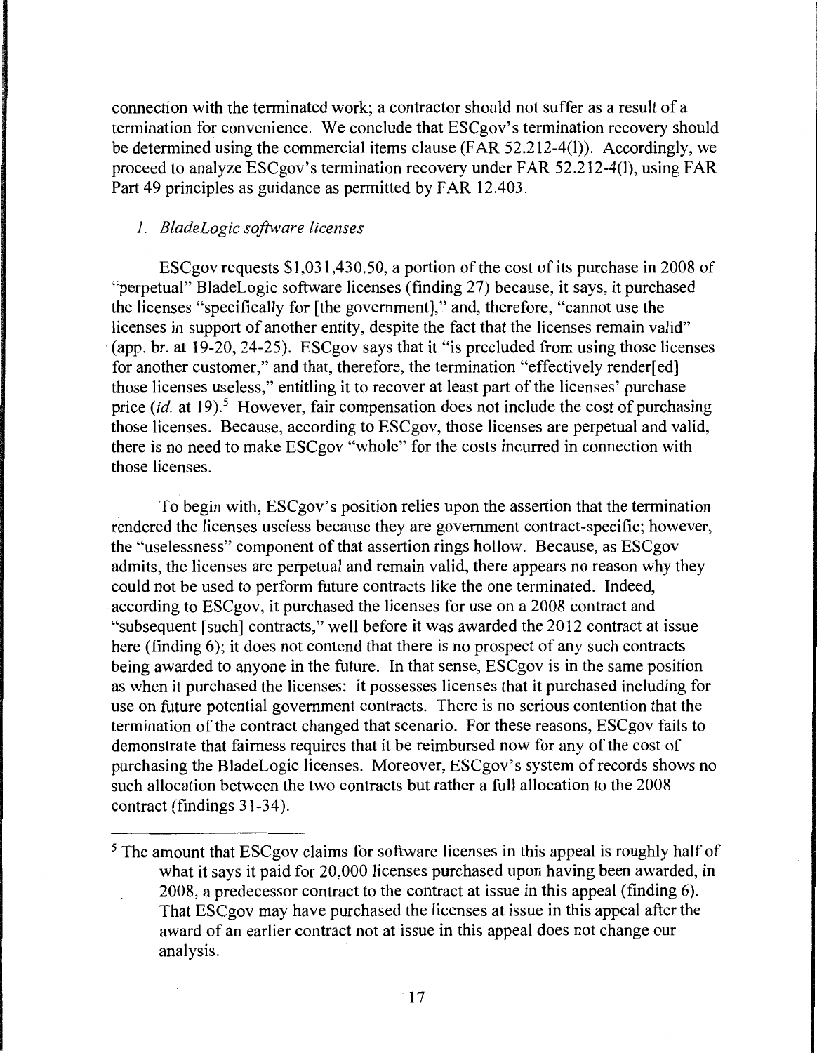connection with the terminated work; a contractor should not suffer as a result of a termination for convenience. We conclude that ESCgov's termination recovery should be determined using the commercial items clause (FAR 52.212-4(l)). Accordingly, we proceed to analyze ESCgov's termination recovery under FAR 52.212-4(l), using FAR Part 49 principles as guidance as permitted by FAR 12.403.

*1. BladeLogic software licenses*

ESCgov requests $1,031,430.50, a portion of the cost of its purchase in 2008 of "perpetual" BladeLogic software licenses (finding 27) because, it says, it purchased the licenses "specifically for [the government]," and, therefore, "cannot use the licenses in support of another entity, despite the fact that the licenses remain valid" (app. br. at 19-20, 24-25). ESCgov says that it "is precluded from using those licenses for another customer," and that, therefore, the termination "effectively render[ed] those licenses useless," entitling it to recover at least part of the licenses' purchase price (*id.* at 19).[5] However, fair compensation does not include the cost of purchasing those licenses. Because, according to ESCgov, those licenses are perpetual and valid, there is no need to make ESCgov "whole" for the costs incurred in connection with those licenses.

To begin with, ESCgov's position relies upon the assertion that the termination rendered the licenses useless because they are government contract-specific; however, the "uselessness" component of that assertion rings hollow. Because, as ESCgov admits, the licenses are perpetual and remain valid, there appears no reason why they could not be used to perform future contracts like the one terminated. Indeed, according to ESCgov, it purchased the licenses for use on a 2008 contract and "subsequent [such] contracts," well before it was awarded the 2012 contract at issue here (finding 6); it does not contend that there is no prospect of any such contracts being awarded to anyone in the future. In that sense, ESCgov is in the same position as when it purchased the licenses: it possesses licenses that it purchased including for use on future potential government contracts. There is no serious contention that the termination of the contract changed that scenario. For these reasons, ESCgov fails to demonstrate that fairness requires that it be reimbursed now for any of the cost of purchasing the BladeLogic licenses. Moreover, ESCgov's system of records shows no such allocation between the two contracts but rather a full allocation to the 2008 contract (findings 31-34).

---

[5] The amount that ESCgov claims for software licenses in this appeal is roughly half of what it says it paid for 20,000 licenses purchased upon having been awarded, in 2008, a predecessor contract to the contract at issue in this appeal (finding 6). That ESCgov may have purchased the licenses at issue in this appeal after the award of an earlier contract not at issue in this appeal does not change our analysis.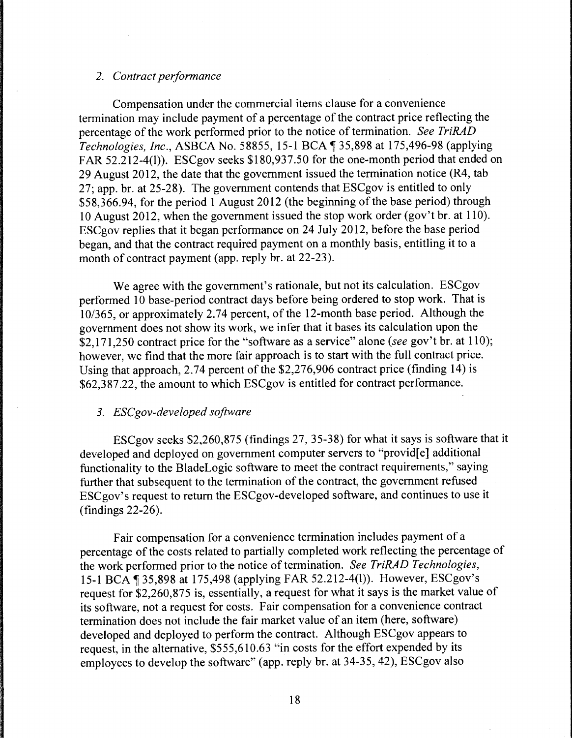*2. Contract performance*

Compensation under the commercial items clause for a convenience termination may include payment of a percentage of the contract price reflecting the percentage of the work performed prior to the notice of termination. *See TriRAD Technologies, Inc.*, ASBCA No. 58855, 15-1 BCA ¶ 35,898 at 175,496-98 (applying FAR 52.212-4(l)). ESCgov seeks $180,937.50 for the one-month period that ended on 29 August 2012, the date that the government issued the termination notice (R4, tab 27; app. br. at 25-28). The government contends that ESCgov is entitled to only $58,366.94, for the period 1 August 2012 (the beginning of the base period) through 10 August 2012, when the government issued the stop work order (gov't br. at 110). ESCgov replies that it began performance on 24 July 2012, before the base period began, and that the contract required payment on a monthly basis, entitling it to a month of contract payment (app. reply br. at 22-23).

We agree with the government's rationale, but not its calculation. ESCgov performed 10 base-period contract days before being ordered to stop work. That is 10/365, or approximately 2.74 percent, of the 12-month base period. Although the government does not show its work, we infer that it bases its calculation upon the $2,171,250 contract price for the "software as a service" alone (*see* gov't br. at 110); however, we find that the more fair approach is to start with the full contract price. Using that approach, 2.74 percent of the $2,276,906 contract price (finding 14) is $62,387.22, the amount to which ESCgov is entitled for contract performance.

*3. ESCgov-developed software*

ESCgov seeks $2,260,875 (findings 27, 35-38) for what it says is software that it developed and deployed on government computer servers to "provid[e] additional functionality to the BladeLogic software to meet the contract requirements," saying further that subsequent to the termination of the contract, the government refused ESCgov's request to return the ESCgov-developed software, and continues to use it (findings 22-26).

Fair compensation for a convenience termination includes payment of a percentage of the costs related to partially completed work reflecting the percentage of the work performed prior to the notice of termination. *See TriRAD Technologies*, 15-1 BCA ¶ 35,898 at 175,498 (applying FAR 52.212-4(l)). However, ESCgov's request for $2,260,875 is, essentially, a request for what it says is the market value of its software, not a request for costs. Fair compensation for a convenience contract termination does not include the fair market value of an item (here, software) developed and deployed to perform the contract. Although ESCgov appears to request, in the alternative, $555,610.63 "in costs for the effort expended by its employees to develop the software" (app. reply br. at 34-35, 42), ESCgov also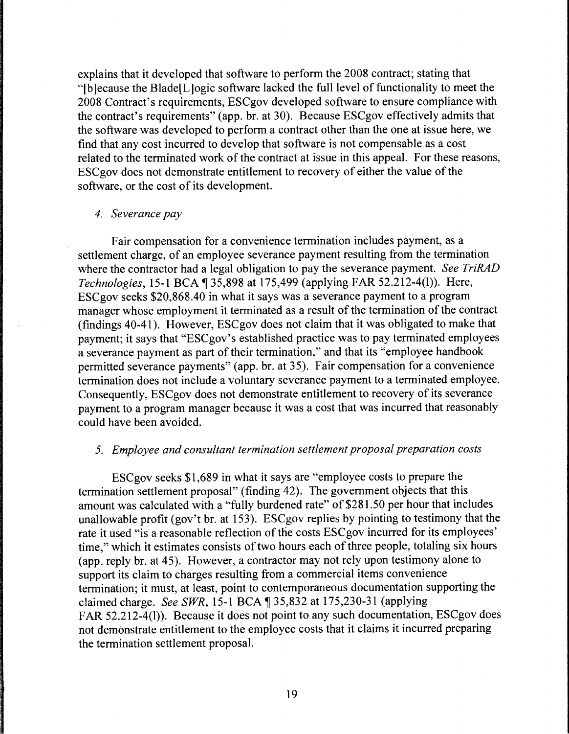explains that it developed that software to perform the 2008 contract; stating that "[b]ecause the Blade[L]ogic software lacked the full level of functionality to meet the 2008 Contract's requirements, ESCgov developed software to ensure compliance with the contract's requirements" (app. br. at 30). Because ESCgov effectively admits that the software was developed to perform a contract other than the one at issue here, we find that any cost incurred to develop that software is not compensable as a cost related to the terminated work of the contract at issue in this appeal. For these reasons, ESCgov does not demonstrate entitlement to recovery of either the value of the software, or the cost of its development.

*4. Severance pay*

Fair compensation for a convenience termination includes payment, as a settlement charge, of an employee severance payment resulting from the termination where the contractor had a legal obligation to pay the severance payment. *See TriRAD Technologies*, 15-1 BCA ¶ 35,898 at 175,499 (applying FAR 52.212-4(l)). Here, ESCgov seeks $20,868.40 in what it says was a severance payment to a program manager whose employment it terminated as a result of the termination of the contract (findings 40-41). However, ESCgov does not claim that it was obligated to make that payment; it says that "ESCgov's established practice was to pay terminated employees a severance payment as part of their termination," and that its "employee handbook permitted severance payments" (app. br. at 35). Fair compensation for a convenience termination does not include a voluntary severance payment to a terminated employee. Consequently, ESCgov does not demonstrate entitlement to recovery of its severance payment to a program manager because it was a cost that was incurred that reasonably could have been avoided.

*5. Employee and consultant termination settlement proposal preparation costs*

ESCgov seeks $1,689 in what it says are "employee costs to prepare the termination settlement proposal" (finding 42). The government objects that this amount was calculated with a "fully burdened rate" of $281.50 per hour that includes unallowable profit (gov't br. at 153). ESCgov replies by pointing to testimony that the rate it used "is a reasonable reflection of the costs ESCgov incurred for its employees' time," which it estimates consists of two hours each of three people, totaling six hours (app. reply br. at 45). However, a contractor may not rely upon testimony alone to support its claim to charges resulting from a commercial items convenience termination; it must, at least, point to contemporaneous documentation supporting the claimed charge. *See SWR*, 15-1 BCA ¶ 35,832 at 175,230-31 (applying FAR 52.212-4(l)). Because it does not point to any such documentation, ESCgov does not demonstrate entitlement to the employee costs that it claims it incurred preparing the termination settlement proposal.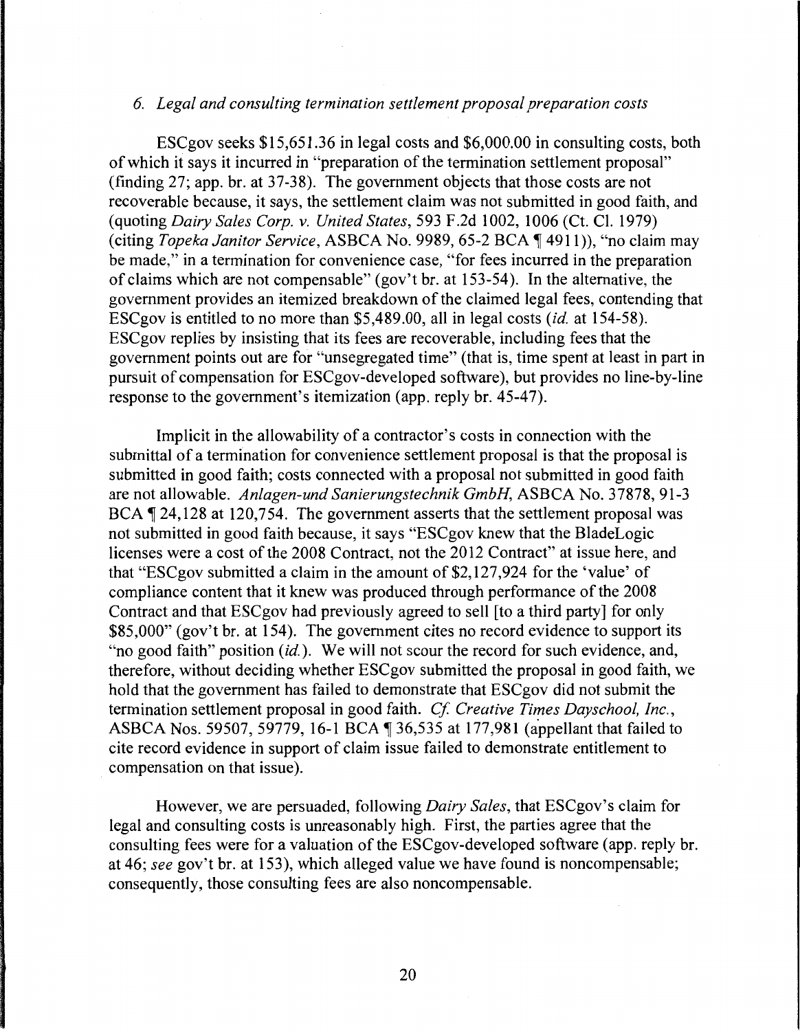### *6. Legal and consulting termination settlement proposal preparation costs*

ESCgov seeks $15,651.36 in legal costs and $6,000.00 in consulting costs, both of which it says it incurred in "preparation of the termination settlement proposal" (finding 27; app. br. at 37-38). The government objects that those costs are not recoverable because, it says, the settlement claim was not submitted in good faith, and (quoting *Dairy Sales Corp. v. United States*, 593 F.2d 1002, 1006 (Ct. Cl. 1979) (citing *Topeka Janitor Service*, ASBCA No. 9989, 65-2 BCA ¶ 4911)), "no claim may be made," in a termination for convenience case, "for fees incurred in the preparation of claims which are not compensable" (gov't br. at 153-54). In the alternative, the government provides an itemized breakdown of the claimed legal fees, contending that ESCgov is entitled to no more than $5,489.00, all in legal costs (*id.* at 154-58). ESCgov replies by insisting that its fees are recoverable, including fees that the government points out are for "unsegregated time" (that is, time spent at least in part in pursuit of compensation for ESCgov-developed software), but provides no line-by-line response to the government's itemization (app. reply br. 45-47).

Implicit in the allowability of a contractor's costs in connection with the submittal of a termination for convenience settlement proposal is that the proposal is submitted in good faith; costs connected with a proposal not submitted in good faith are not allowable. *Anlagen-und Sanierungstechnik GmbH*, ASBCA No. 37878, 91-3 BCA ¶ 24,128 at 120,754. The government asserts that the settlement proposal was not submitted in good faith because, it says "ESCgov knew that the BladeLogic licenses were a cost of the 2008 Contract, not the 2012 Contract" at issue here, and that "ESCgov submitted a claim in the amount of $2,127,924 for the 'value' of compliance content that it knew was produced through performance of the 2008 Contract and that ESCgov had previously agreed to sell [to a third party] for only $85,000" (gov't br. at 154). The government cites no record evidence to support its "no good faith" position (*id.*). We will not scour the record for such evidence, and, therefore, without deciding whether ESCgov submitted the proposal in good faith, we hold that the government has failed to demonstrate that ESCgov did not submit the termination settlement proposal in good faith. *Cf. Creative Times Dayschool, Inc.*, ASBCA Nos. 59507, 59779, 16-1 BCA ¶ 36,535 at 177,981 (appellant that failed to cite record evidence in support of claim issue failed to demonstrate entitlement to compensation on that issue).

However, we are persuaded, following *Dairy Sales*, that ESCgov's claim for legal and consulting costs is unreasonably high. First, the parties agree that the consulting fees were for a valuation of the ESCgov-developed software (app. reply br. at 46; *see* gov't br. at 153), which alleged value we have found is noncompensable; consequently, those consulting fees are also noncompensable.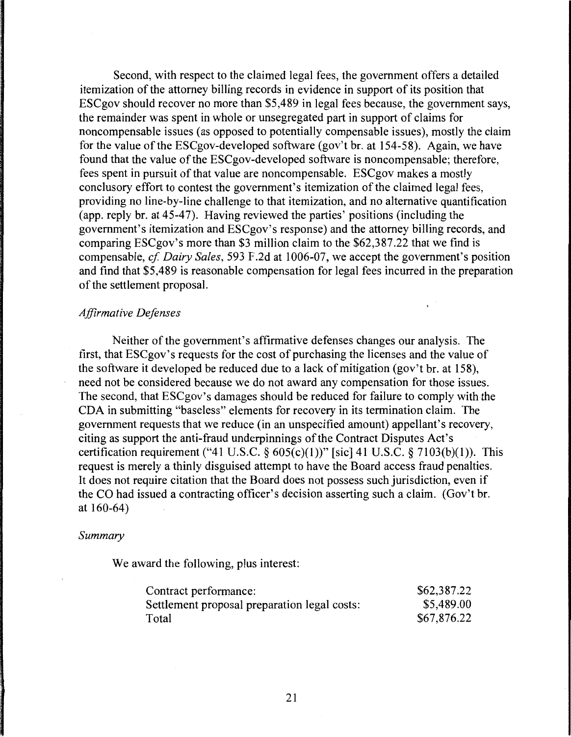Second, with respect to the claimed legal fees, the government offers a detailed itemization of the attorney billing records in evidence in support of its position that ESCgov should recover no more than $5,489 in legal fees because, the government says, the remainder was spent in whole or unsegregated part in support of claims for noncompensable issues (as opposed to potentially compensable issues), mostly the claim for the value of the ESCgov-developed software (gov't br. at 154-58). Again, we have found that the value of the ESCgov-developed software is noncompensable; therefore, fees spent in pursuit of that value are noncompensable. ESCgov makes a mostly conclusory effort to contest the government's itemization of the claimed legal fees, providing no line-by-line challenge to that itemization, and no alternative quantification (app. reply br. at 45-47). Having reviewed the parties' positions (including the government's itemization and ESCgov's response) and the attorney billing records, and comparing ESCgov's more than $3 million claim to the $62,387.22 that we find is compensable, *cf. Dairy Sales*, 593 F.2d at 1006-07, we accept the government's position and find that $5,489 is reasonable compensation for legal fees incurred in the preparation of the settlement proposal.

*Affirmative Defenses*

Neither of the government's affirmative defenses changes our analysis. The first, that ESCgov's requests for the cost of purchasing the licenses and the value of the software it developed be reduced due to a lack of mitigation (gov't br. at 158), need not be considered because we do not award any compensation for those issues. The second, that ESCgov's damages should be reduced for failure to comply with the CDA in submitting "baseless" elements for recovery in its termination claim. The government requests that we reduce (in an unspecified amount) appellant's recovery, citing as support the anti-fraud underpinnings of the Contract Disputes Act's certification requirement ("41 U.S.C. § 605(c)(1))" [sic] 41 U.S.C. § 7103(b)(1)). This request is merely a thinly disguised attempt to have the Board access fraud penalties. It does not require citation that the Board does not possess such jurisdiction, even if the CO had issued a contracting officer's decision asserting such a claim. (Gov't br. at 160-64)

*Summary*

We award the following, plus interest:

| | |
|---|---|
| Contract performance: | $62,387.22 |
| Settlement proposal preparation legal costs: | $5,489.00 |
| Total | $67,876.22 |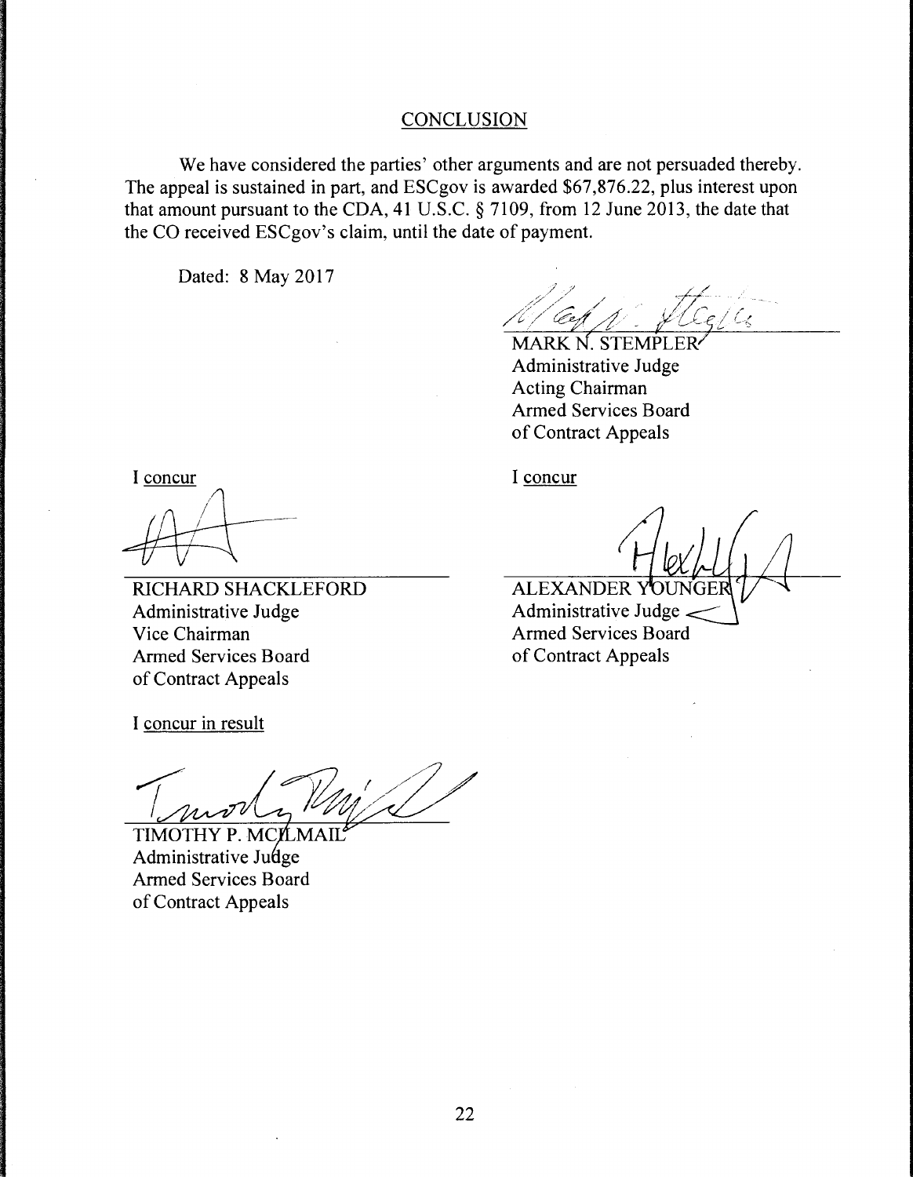## CONCLUSION

We have considered the parties' other arguments and are not persuaded thereby. The appeal is sustained in part, and ESCgov is awarded $67,876.22, plus interest upon that amount pursuant to the CDA, 41 U.S.C. § 7109, from 12 June 2013, the date that the CO received ESCgov's claim, until the date of payment.

Dated: 8 May 2017

MARK N. STEMPLER
Administrative Judge
Acting Chairman
Armed Services Board
of Contract Appeals

I concur

RICHARD SHACKLEFORD
Administrative Judge
Vice Chairman
Armed Services Board
of Contract Appeals

I concur

ALEXANDER YOUNGER
Administrative Judge
Armed Services Board
of Contract Appeals

I concur in result

TIMOTHY P. MCILMAIL
Administrative Judge
Armed Services Board
of Contract Appeals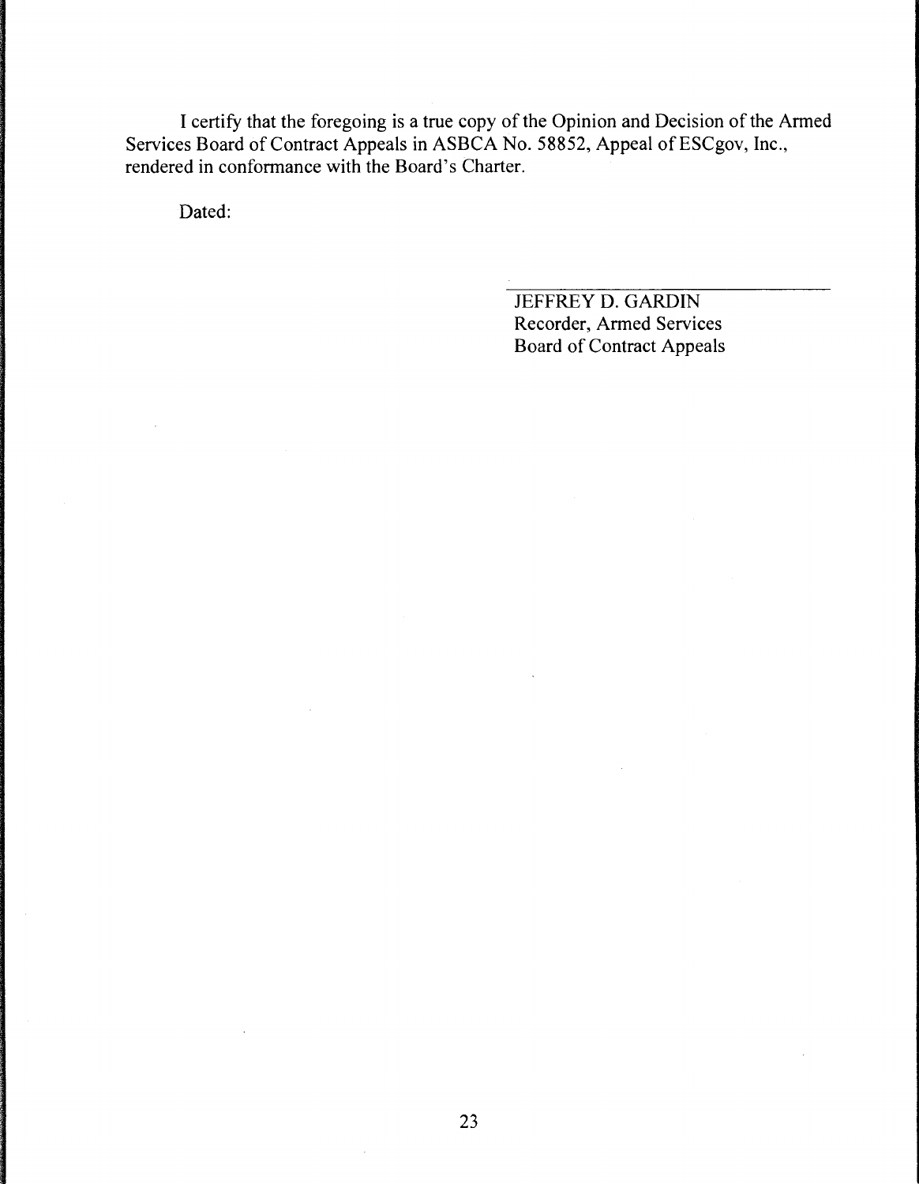I certify that the foregoing is a true copy of the Opinion and Decision of the Armed Services Board of Contract Appeals in ASBCA No. 58852, Appeal of ESCgov, Inc., rendered in conformance with the Board's Charter.

Dated:

JEFFREY D. GARDIN
Recorder, Armed Services
Board of Contract Appeals